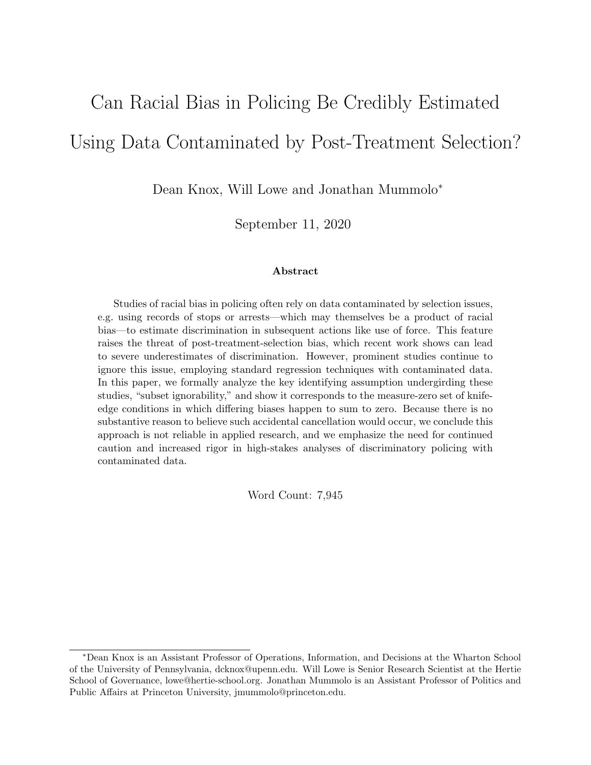# Can Racial Bias in Policing Be Credibly Estimated Using Data Contaminated by Post-Treatment Selection?

Dean Knox, Will Lowe and Jonathan Mummolo*

September 11, 2020

### Abstract

Studies of racial bias in policing often rely on data contaminated by selection issues, e.g. using records of stops or arrests—which may themselves be a product of racial bias—to estimate discrimination in subsequent actions like use of force. This feature raises the threat of post-treatment-selection bias, which recent work shows can lead to severe underestimates of discrimination. However, prominent studies continue to ignore this issue, employing standard regression techniques with contaminated data. In this paper, we formally analyze the key identifying assumption undergirding these studies, "subset ignorability," and show it corresponds to the measure-zero set of knife-edge conditions in which differing biases happen to sum to zero. Because there is no substantive reason to believe such accidental cancellation would occur, we conclude this approach is not reliable in applied research, and we emphasize the need for continued caution and increased rigor in high-stakes analyses of discriminatory policing with contaminated data.

Word Count: 7,945

*Dean Knox is an Assistant Professor of Operations, Information, and Decisions at the Wharton School of the University of Pennsylvania, dcknox@upenn.edu. Will Lowe is Senior Research Scientist at the Hertie School of Governance, lowe@hertie-school.org. Jonathan Mummolo is an Assistant Professor of Politics and Public Affairs at Princeton University, jmummolo@princeton.edu.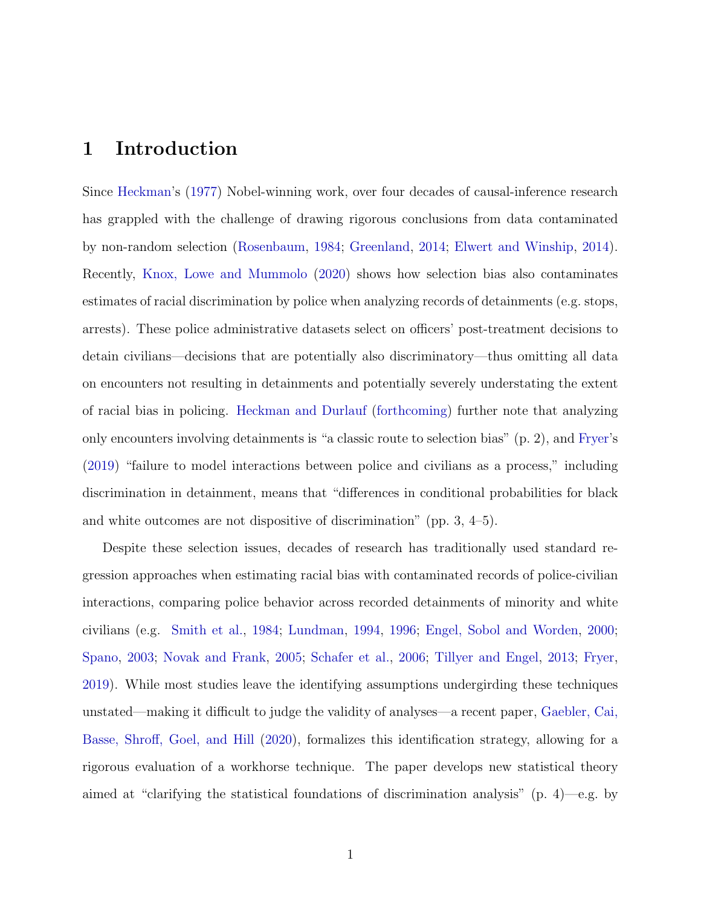# 1 Introduction

Since Heckman's (1977) Nobel-winning work, over four decades of causal-inference research has grappled with the challenge of drawing rigorous conclusions from data contaminated by non-random selection (Rosenbaum, 1984; Greenland, 2014; Elwert and Winship, 2014). Recently, Knox, Lowe and Mummolo (2020) shows how selection bias also contaminates estimates of racial discrimination by police when analyzing records of detainments (e.g. stops, arrests). These police administrative datasets select on officers' post-treatment decisions to detain civilians—decisions that are potentially also discriminatory—thus omitting all data on encounters not resulting in detainments and potentially severely understating the extent of racial bias in policing. Heckman and Durlauf (forthcoming) further note that analyzing only encounters involving detainments is "a classic route to selection bias" (p. 2), and Fryer's (2019) "failure to model interactions between police and civilians as a process," including discrimination in detainment, means that "differences in conditional probabilities for black and white outcomes are not dispositive of discrimination" (pp. 3, 4–5).

Despite these selection issues, decades of research has traditionally used standard regression approaches when estimating racial bias with contaminated records of police-civilian interactions, comparing police behavior across recorded detainments of minority and white civilians (e.g. Smith et al., 1984; Lundman, 1994, 1996; Engel, Sobol and Worden, 2000; Spano, 2003; Novak and Frank, 2005; Schafer et al., 2006; Tillyer and Engel, 2013; Fryer, 2019). While most studies leave the identifying assumptions undergirding these techniques unstated—making it difficult to judge the validity of analyses—a recent paper, Gaebler, Cai, Basse, Shroff, Goel, and Hill (2020), formalizes this identification strategy, allowing for a rigorous evaluation of a workhorse technique. The paper develops new statistical theory aimed at "clarifying the statistical foundations of discrimination analysis" (p. 4)—e.g. by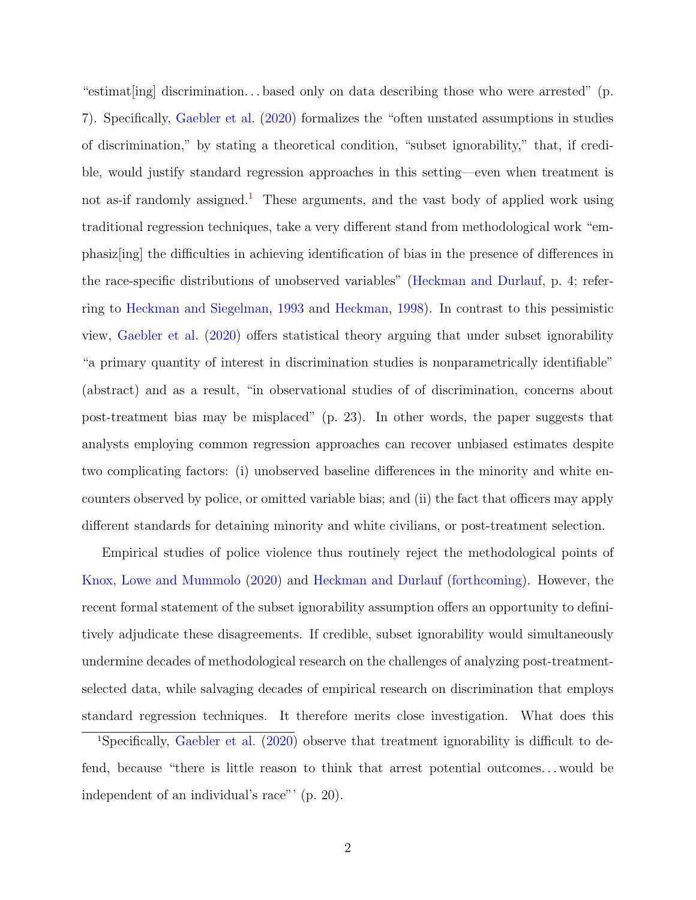"estimat[ing] discrimination... based only on data describing those who were arrested" (p. 7). Specifically, Gaebler et al. (2020) formalizes the "often unstated assumptions in studies of discrimination," by stating a theoretical condition, "subset ignorability," that, if credible, would justify standard regression approaches in this setting—even when treatment is not as-if randomly assigned.[1] These arguments, and the vast body of applied work using traditional regression techniques, take a very different stand from methodological work "emphasiz[ing] the difficulties in achieving identification of bias in the presence of differences in the race-specific distributions of unobserved variables" (Heckman and Durlauf, p. 4; referring to Heckman and Siegelman, 1993 and Heckman, 1998). In contrast to this pessimistic view, Gaebler et al. (2020) offers statistical theory arguing that under subset ignorability "a primary quantity of interest in discrimination studies is nonparametrically identifiable" (abstract) and as a result, "in observational studies of of discrimination, concerns about post-treatment bias may be misplaced" (p. 23). In other words, the paper suggests that analysts employing common regression approaches can recover unbiased estimates despite two complicating factors: (i) unobserved baseline differences in the minority and white encounters observed by police, or omitted variable bias; and (ii) the fact that officers may apply different standards for detaining minority and white civilians, or post-treatment selection.

Empirical studies of police violence thus routinely reject the methodological points of Knox, Lowe and Mummolo (2020) and Heckman and Durlauf (forthcoming). However, the recent formal statement of the subset ignorability assumption offers an opportunity to definitively adjudicate these disagreements. If credible, subset ignorability would simultaneously undermine decades of methodological research on the challenges of analyzing post-treatment-selected data, while salvaging decades of empirical research on discrimination that employs standard regression techniques. It therefore merits close investigation. What does this

[1] Specifically, Gaebler et al. (2020) observe that treatment ignorability is difficult to defend, because "there is little reason to think that arrest potential outcomes... would be independent of an individual's race"' (p. 20).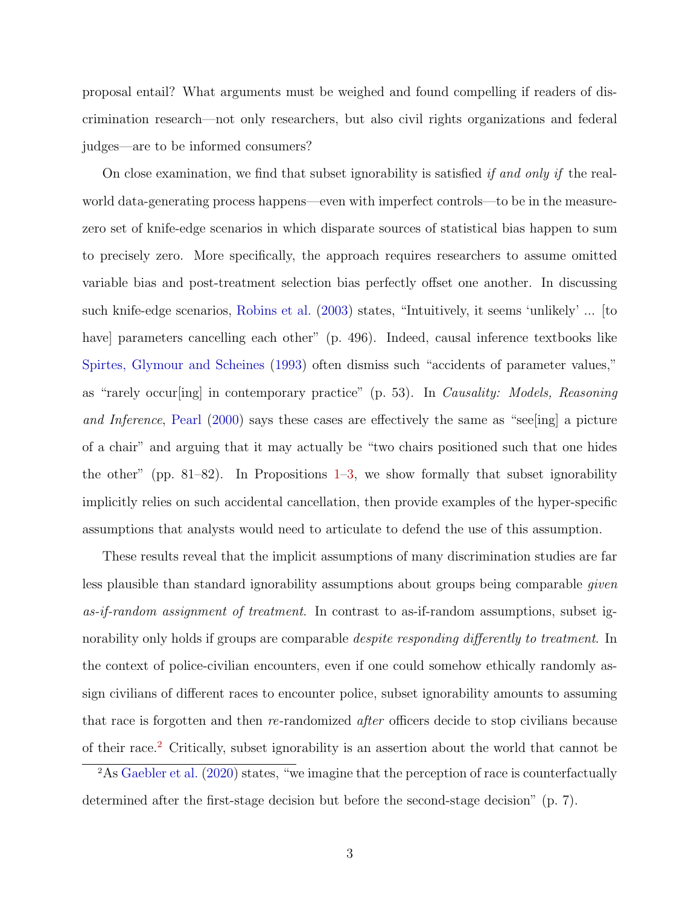proposal entail? What arguments must be weighed and found compelling if readers of discrimination research—not only researchers, but also civil rights organizations and federal judges—are to be informed consumers?

On close examination, we find that subset ignorability is satisfied *if and only if* the real-world data-generating process happens—even with imperfect controls—to be in the measure-zero set of knife-edge scenarios in which disparate sources of statistical bias happen to sum to precisely zero. More specifically, the approach requires researchers to assume omitted variable bias and post-treatment selection bias perfectly offset one another. In discussing such knife-edge scenarios, Robins et al. (2003) states, "Intuitively, it seems 'unlikely' ... [to have] parameters cancelling each other" (p. 496). Indeed, causal inference textbooks like Spirtes, Glymour and Scheines (1993) often dismiss such "accidents of parameter values," as "rarely occur[ing] in contemporary practice" (p. 53). In *Causality: Models, Reasoning and Inference*, Pearl (2000) says these cases are effectively the same as "see[ing] a picture of a chair" and arguing that it may actually be "two chairs positioned such that one hides the other" (pp. 81–82). In Propositions 1–3, we show formally that subset ignorability implicitly relies on such accidental cancellation, then provide examples of the hyper-specific assumptions that analysts would need to articulate to defend the use of this assumption.

These results reveal that the implicit assumptions of many discrimination studies are far less plausible than standard ignorability assumptions about groups being comparable *given as-if-random assignment of treatment*. In contrast to as-if-random assumptions, subset ignorability only holds if groups are comparable *despite responding differently to treatment*. In the context of police-civilian encounters, even if one could somehow ethically randomly assign civilians of different races to encounter police, subset ignorability amounts to assuming that race is forgotten and then *re*-randomized *after* officers decide to stop civilians because of their race.[2] Critically, subset ignorability is an assertion about the world that cannot be

[2]As Gaebler et al. (2020) states, "we imagine that the perception of race is counterfactually determined after the first-stage decision but before the second-stage decision" (p. 7).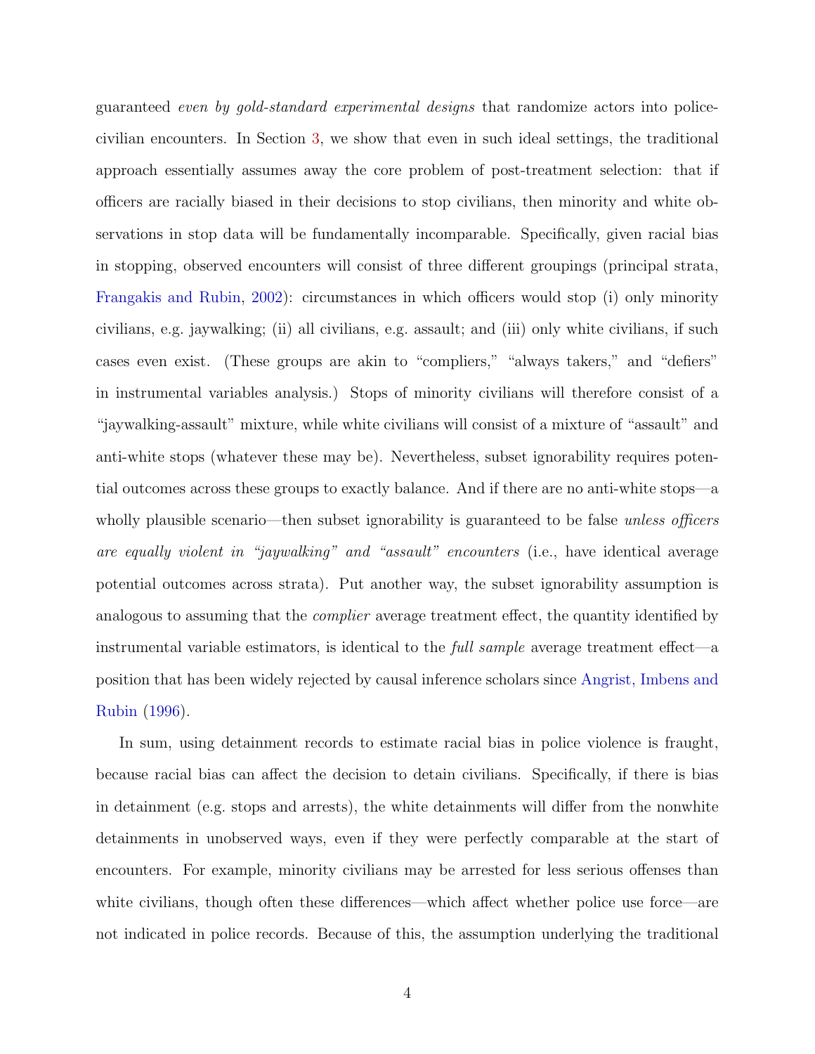guaranteed *even by gold-standard experimental designs* that randomize actors into police-civilian encounters. In Section 3, we show that even in such ideal settings, the traditional approach essentially assumes away the core problem of post-treatment selection: that if officers are racially biased in their decisions to stop civilians, then minority and white observations in stop data will be fundamentally incomparable. Specifically, given racial bias in stopping, observed encounters will consist of three different groupings (principal strata, Frangakis and Rubin, 2002): circumstances in which officers would stop (i) only minority civilians, e.g. jaywalking; (ii) all civilians, e.g. assault; and (iii) only white civilians, if such cases even exist. (These groups are akin to "compliers," "always takers," and "defiers" in instrumental variables analysis.) Stops of minority civilians will therefore consist of a "jaywalking-assault" mixture, while white civilians will consist of a mixture of "assault" and anti-white stops (whatever these may be). Nevertheless, subset ignorability requires potential outcomes across these groups to exactly balance. And if there are no anti-white stops—a wholly plausible scenario—then subset ignorability is guaranteed to be false *unless officers are equally violent in "jaywalking" and "assault" encounters* (i.e., have identical average potential outcomes across strata). Put another way, the subset ignorability assumption is analogous to assuming that the *complier* average treatment effect, the quantity identified by instrumental variable estimators, is identical to the *full sample* average treatment effect—a position that has been widely rejected by causal inference scholars since Angrist, Imbens and Rubin (1996).

In sum, using detainment records to estimate racial bias in police violence is fraught, because racial bias can affect the decision to detain civilians. Specifically, if there is bias in detainment (e.g. stops and arrests), the white detainments will differ from the nonwhite detainments in unobserved ways, even if they were perfectly comparable at the start of encounters. For example, minority civilians may be arrested for less serious offenses than white civilians, though often these differences—which affect whether police use force—are not indicated in police records. Because of this, the assumption underlying the traditional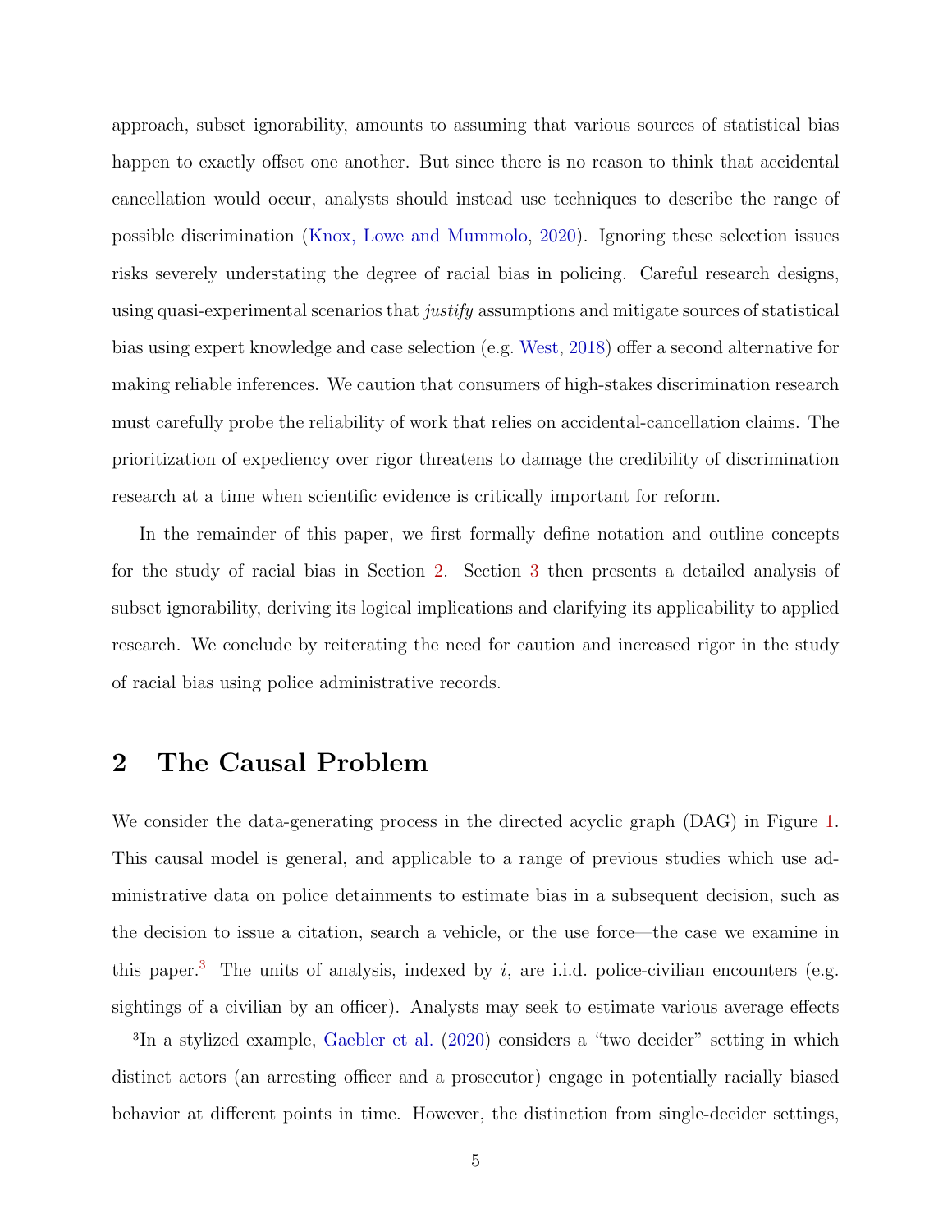approach, subset ignorability, amounts to assuming that various sources of statistical bias happen to exactly offset one another. But since there is no reason to think that accidental cancellation would occur, analysts should instead use techniques to describe the range of possible discrimination (Knox, Lowe and Mummolo, 2020). Ignoring these selection issues risks severely understating the degree of racial bias in policing. Careful research designs, using quasi-experimental scenarios that *justify* assumptions and mitigate sources of statistical bias using expert knowledge and case selection (e.g. West, 2018) offer a second alternative for making reliable inferences. We caution that consumers of high-stakes discrimination research must carefully probe the reliability of work that relies on accidental-cancellation claims. The prioritization of expediency over rigor threatens to damage the credibility of discrimination research at a time when scientific evidence is critically important for reform.

In the remainder of this paper, we first formally define notation and outline concepts for the study of racial bias in Section 2. Section 3 then presents a detailed analysis of subset ignorability, deriving its logical implications and clarifying its applicability to applied research. We conclude by reiterating the need for caution and increased rigor in the study of racial bias using police administrative records.

## 2 The Causal Problem

We consider the data-generating process in the directed acyclic graph (DAG) in Figure 1. This causal model is general, and applicable to a range of previous studies which use administrative data on police detainments to estimate bias in a subsequent decision, such as the decision to issue a citation, search a vehicle, or the use force—the case we examine in this paper.[3] The units of analysis, indexed by $i$, are i.i.d. police-civilian encounters (e.g. sightings of a civilian by an officer). Analysts may seek to estimate various average effects

[3] In a stylized example, Gaebler et al. (2020) considers a "two decider" setting in which distinct actors (an arresting officer and a prosecutor) engage in potentially racially biased behavior at different points in time. However, the distinction from single-decider settings,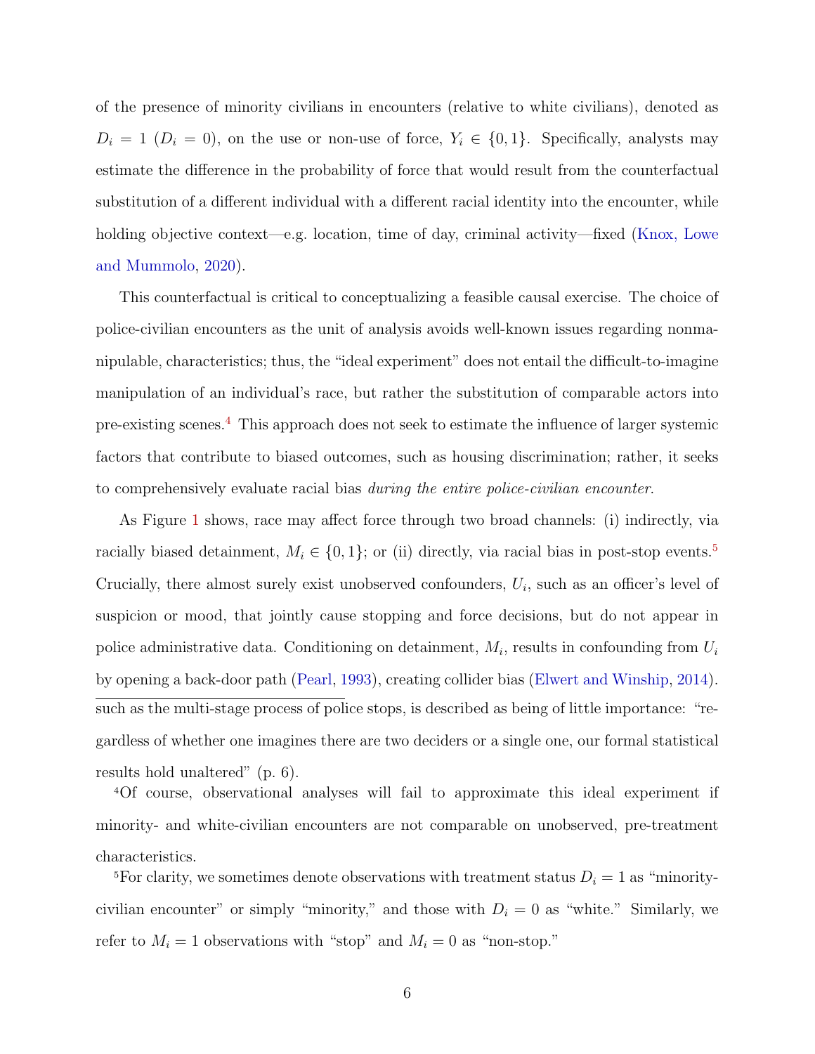of the presence of minority civilians in encounters (relative to white civilians), denoted as $D_i = 1$ ($D_i = 0$), on the use or non-use of force, $Y_i \in \{0, 1\}$. Specifically, analysts may estimate the difference in the probability of force that would result from the counterfactual substitution of a different individual with a different racial identity into the encounter, while holding objective context—e.g. location, time of day, criminal activity—fixed (Knox, Lowe and Mummolo, 2020).

This counterfactual is critical to conceptualizing a feasible causal exercise. The choice of police-civilian encounters as the unit of analysis avoids well-known issues regarding nonmanipulable, characteristics; thus, the "ideal experiment" does not entail the difficult-to-imagine manipulation of an individual's race, but rather the substitution of comparable actors into pre-existing scenes.[4] This approach does not seek to estimate the influence of larger systemic factors that contribute to biased outcomes, such as housing discrimination; rather, it seeks to comprehensively evaluate racial bias *during the entire police-civilian encounter*.

As Figure 1 shows, race may affect force through two broad channels: (i) indirectly, via racially biased detainment, $M_i \in \{0, 1\}$; or (ii) directly, via racial bias in post-stop events.[5] Crucially, there almost surely exist unobserved confounders, $U_i$, such as an officer's level of suspicion or mood, that jointly cause stopping and force decisions, but do not appear in police administrative data. Conditioning on detainment, $M_i$, results in confounding from $U_i$ by opening a back-door path (Pearl, 1993), creating collider bias (Elwert and Winship, 2014).

---

such as the multi-stage process of police stops, is described as being of little importance: "regardless of whether one imagines there are two deciders or a single one, our formal statistical results hold unaltered" (p. 6).

[4] Of course, observational analyses will fail to approximate this ideal experiment if minority- and white-civilian encounters are not comparable on unobserved, pre-treatment characteristics.

[5] For clarity, we sometimes denote observations with treatment status $D_i = 1$ as "minority-civilian encounter" or simply "minority," and those with $D_i = 0$ as "white." Similarly, we refer to $M_i = 1$ observations with "stop" and $M_i = 0$ as "non-stop."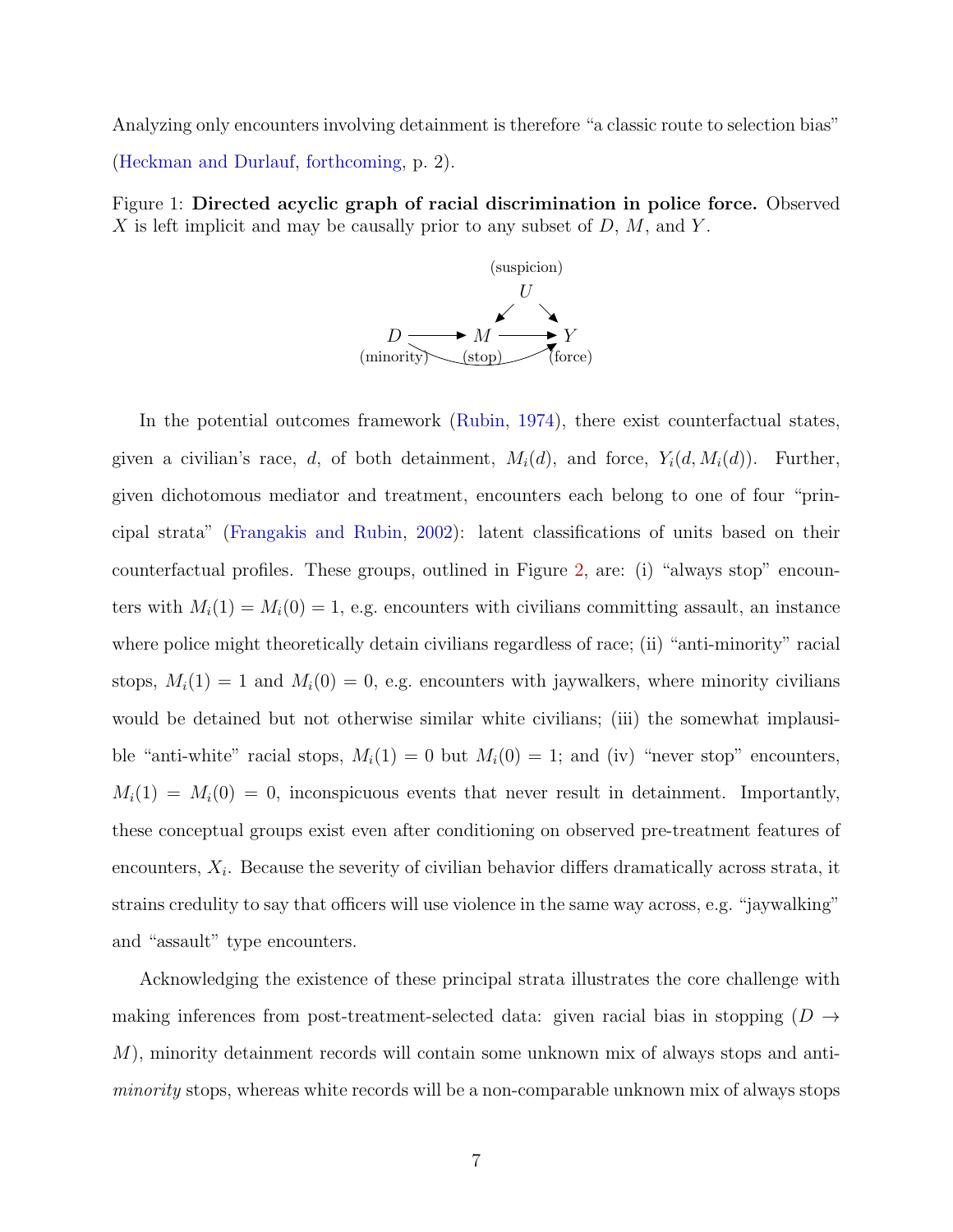Analyzing only encounters involving detainment is therefore "a classic route to selection bias" (Heckman and Durlauf, forthcoming, p. 2).

Figure 1: **Directed acyclic graph of racial discrimination in police force.** Observed $X$ is left implicit and may be causally prior to any subset of $D$, $M$, and $Y$.

In the potential outcomes framework (Rubin, 1974), there exist counterfactual states, given a civilian's race, $d$, of both detainment, $M_i(d)$, and force, $Y_i(d, M_i(d))$. Further, given dichotomous mediator and treatment, encounters each belong to one of four "principal strata" (Frangakis and Rubin, 2002): latent classifications of units based on their counterfactual profiles. These groups, outlined in Figure 2, are: (i) "always stop" encounters with $M_i(1) = M_i(0) = 1$, e.g. encounters with civilians committing assault, an instance where police might theoretically detain civilians regardless of race; (ii) "anti-minority" racial stops, $M_i(1) = 1$ and $M_i(0) = 0$, e.g. encounters with jaywalkers, where minority civilians would be detained but not otherwise similar white civilians; (iii) the somewhat implausible "anti-white" racial stops, $M_i(1) = 0$ but $M_i(0) = 1$; and (iv) "never stop" encounters, $M_i(1) = M_i(0) = 0$, inconspicuous events that never result in detainment. Importantly, these conceptual groups exist even after conditioning on observed pre-treatment features of encounters, $X_i$. Because the severity of civilian behavior differs dramatically across strata, it strains credulity to say that officers will use violence in the same way across, e.g. "jaywalking" and "assault" type encounters.

Acknowledging the existence of these principal strata illustrates the core challenge with making inferences from post-treatment-selected data: given racial bias in stopping ($D \rightarrow M$), minority detainment records will contain some unknown mix of always stops and anti-*minority* stops, whereas white records will be a non-comparable unknown mix of always stops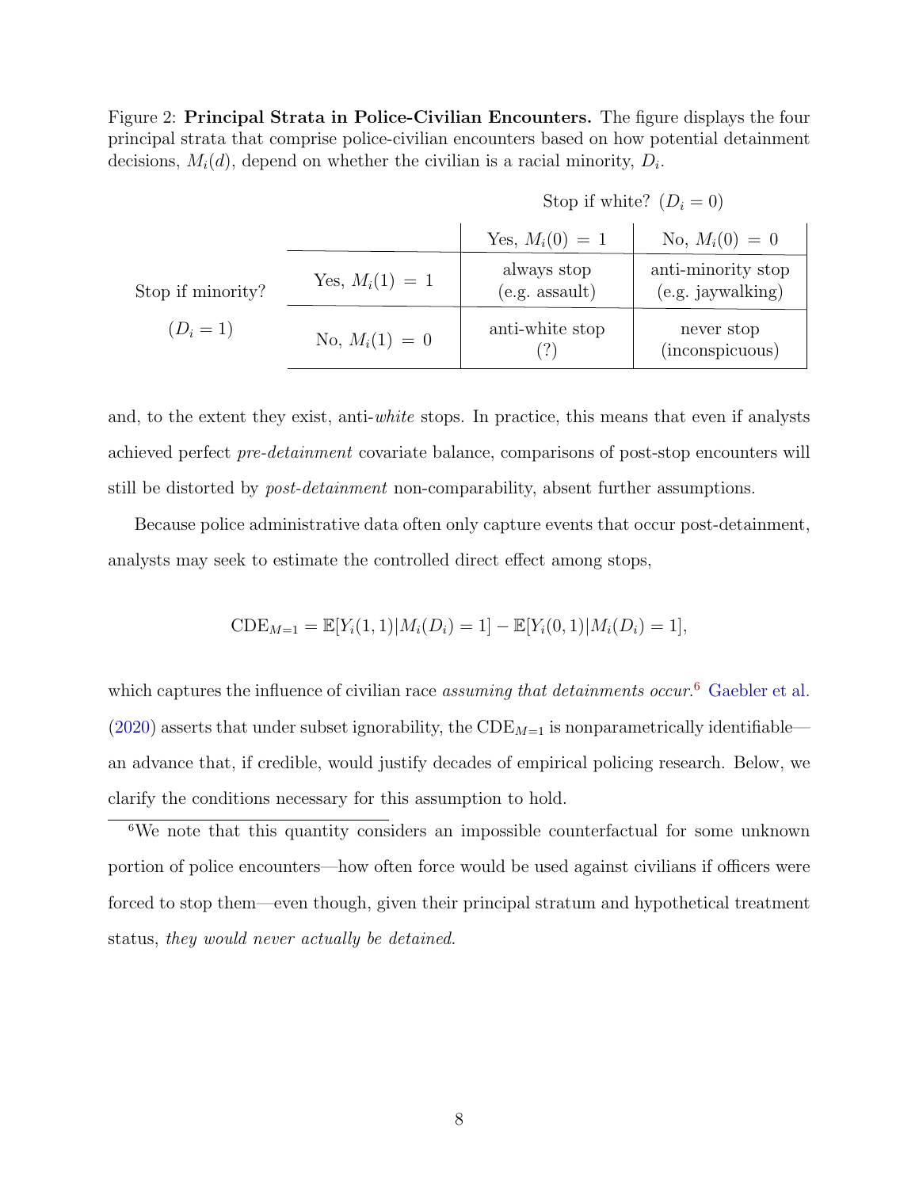Figure 2: **Principal Strata in Police-Civilian Encounters.** The figure displays the four principal strata that comprise police-civilian encounters based on how potential detainment decisions, $M_i(d)$, depend on whether the civilian is a racial minority, $D_i$.

| | | Stop if white? ($D_i = 0$) | |
|---|---|---|---|
| | | Yes, $M_i(0) = 1$ | No, $M_i(0) = 0$ |
| Stop if minority? ($D_i = 1$) | Yes, $M_i(1) = 1$ | always stop (e.g. assault) | anti-minority stop (e.g. jaywalking) |
| | No, $M_i(1) = 0$ | anti-white stop (?) | never stop (inconspicuous) |

and, to the extent they exist, anti-*white* stops. In practice, this means that even if analysts achieved perfect *pre-detainment* covariate balance, comparisons of post-stop encounters will still be distorted by *post-detainment* non-comparability, absent further assumptions.

Because police administrative data often only capture events that occur post-detainment, analysts may seek to estimate the controlled direct effect among stops,

$$\text{CDE}_{M=1} = \mathbb{E}[Y_i(1,1)|M_i(D_i) = 1] - \mathbb{E}[Y_i(0,1)|M_i(D_i) = 1],$$

which captures the influence of civilian race *assuming that detainments occur*.[6] Gaebler et al. (2020) asserts that under subset ignorability, the $\text{CDE}_{M=1}$ is nonparametrically identifiable—an advance that, if credible, would justify decades of empirical policing research. Below, we clarify the conditions necessary for this assumption to hold.

[6] We note that this quantity considers an impossible counterfactual for some unknown portion of police encounters—how often force would be used against civilians if officers were forced to stop them—even though, given their principal stratum and hypothetical treatment status, *they would never actually be detained.*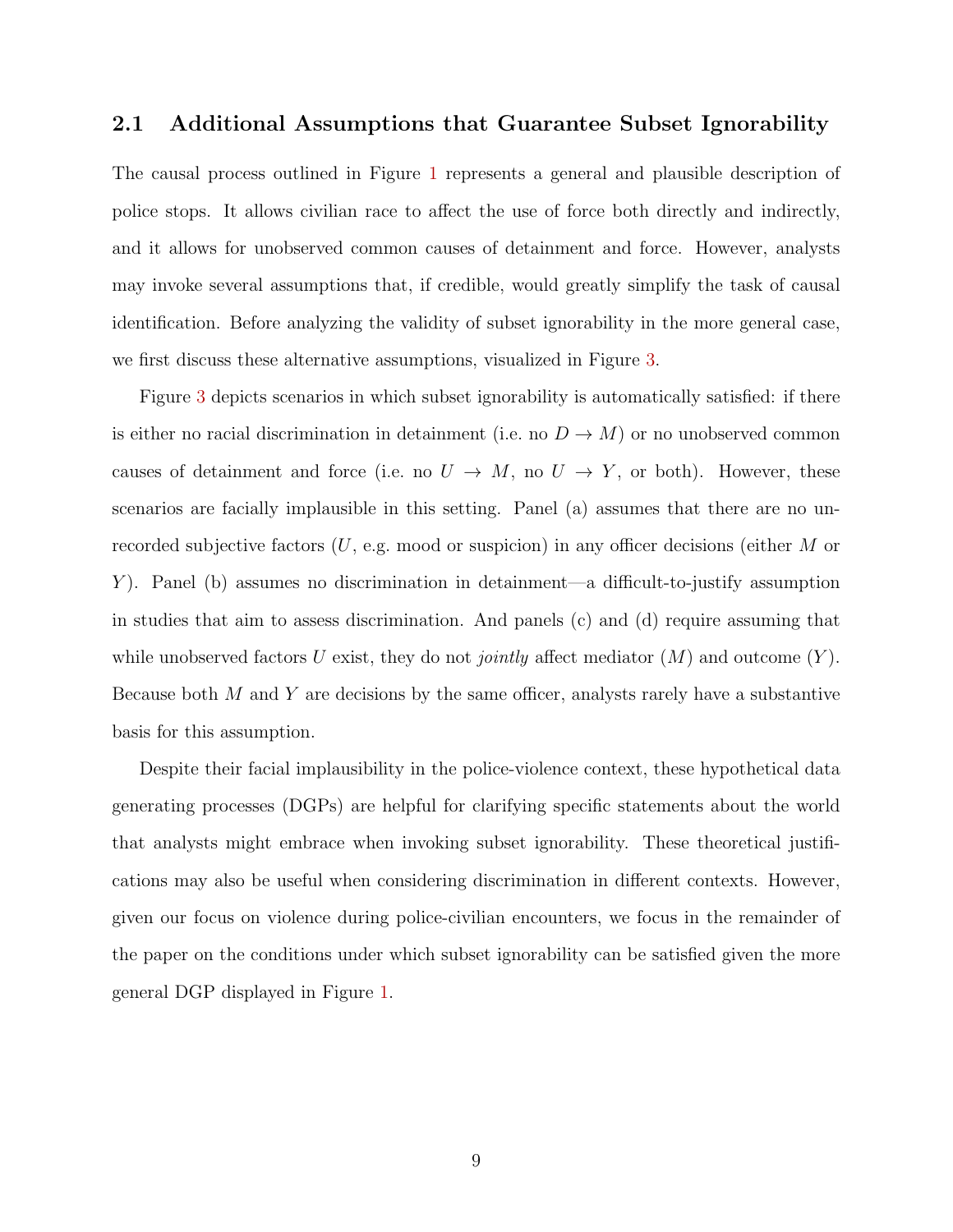## 2.1 Additional Assumptions that Guarantee Subset Ignorability

The causal process outlined in Figure 1 represents a general and plausible description of police stops. It allows civilian race to affect the use of force both directly and indirectly, and it allows for unobserved common causes of detainment and force. However, analysts may invoke several assumptions that, if credible, would greatly simplify the task of causal identification. Before analyzing the validity of subset ignorability in the more general case, we first discuss these alternative assumptions, visualized in Figure 3.

Figure 3 depicts scenarios in which subset ignorability is automatically satisfied: if there is either no racial discrimination in detainment (i.e. no $D \rightarrow M$) or no unobserved common causes of detainment and force (i.e. no $U \rightarrow M$, no $U \rightarrow Y$, or both). However, these scenarios are facially implausible in this setting. Panel (a) assumes that there are no unrecorded subjective factors ($U$, e.g. mood or suspicion) in any officer decisions (either $M$ or $Y$). Panel (b) assumes no discrimination in detainment—a difficult-to-justify assumption in studies that aim to assess discrimination. And panels (c) and (d) require assuming that while unobserved factors $U$ exist, they do not *jointly* affect mediator ($M$) and outcome ($Y$). Because both $M$ and $Y$ are decisions by the same officer, analysts rarely have a substantive basis for this assumption.

Despite their facial implausibility in the police-violence context, these hypothetical data generating processes (DGPs) are helpful for clarifying specific statements about the world that analysts might embrace when invoking subset ignorability. These theoretical justifications may also be useful when considering discrimination in different contexts. However, given our focus on violence during police-civilian encounters, we focus in the remainder of the paper on the conditions under which subset ignorability can be satisfied given the more general DGP displayed in Figure 1.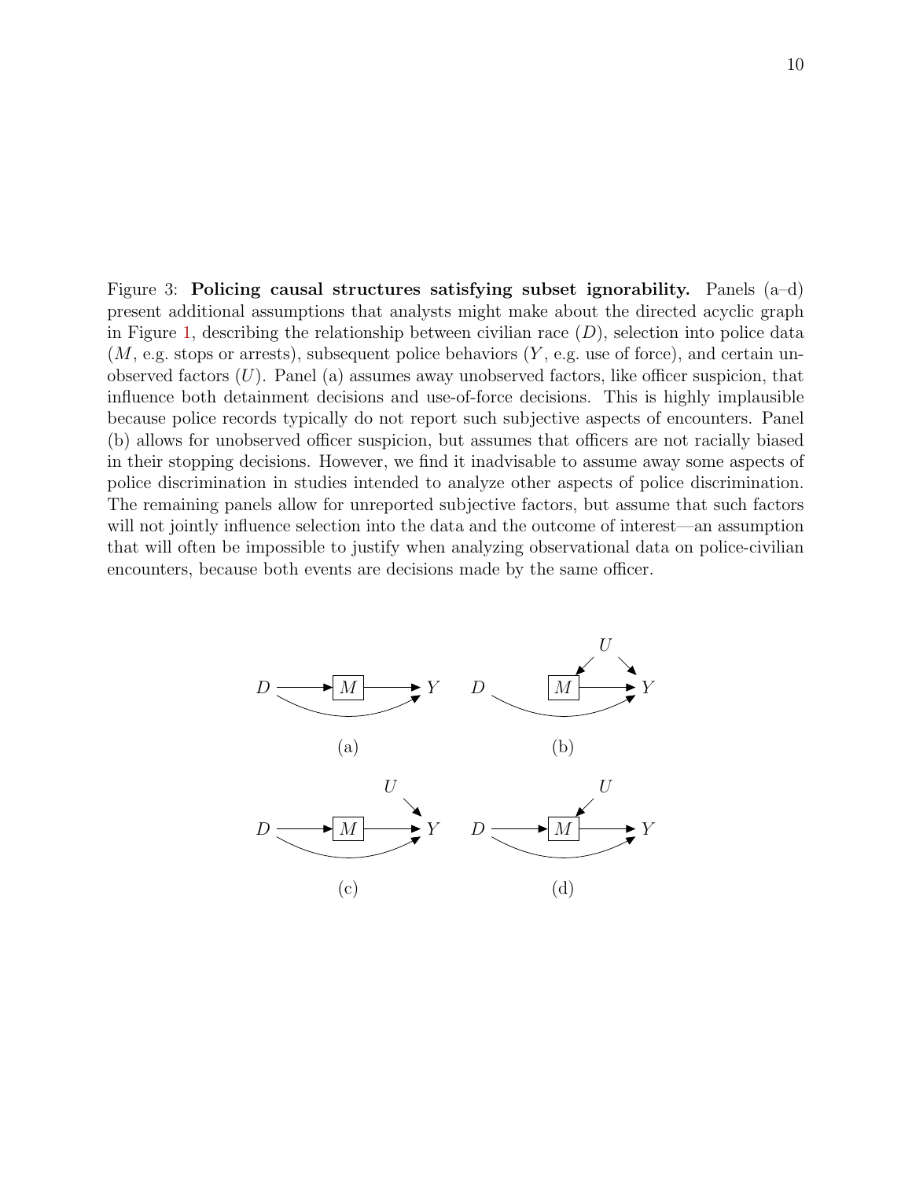Figure 3: **Policing causal structures satisfying subset ignorability.** Panels (a–d) present additional assumptions that analysts might make about the directed acyclic graph in Figure 1, describing the relationship between civilian race ($D$), selection into police data ($M$, e.g. stops or arrests), subsequent police behaviors ($Y$, e.g. use of force), and certain unobserved factors ($U$). Panel (a) assumes away unobserved factors, like officer suspicion, that influence both detainment decisions and use-of-force decisions. This is highly implausible because police records typically do not report such subjective aspects of encounters. Panel (b) allows for unobserved officer suspicion, but assumes that officers are not racially biased in their stopping decisions. However, we find it inadvisable to assume away some aspects of police discrimination in studies intended to analyze other aspects of police discrimination. The remaining panels allow for unreported subjective factors, but assume that such factors will not jointly influence selection into the data and the outcome of interest—an assumption that will often be impossible to justify when analyzing observational data on police-civilian encounters, because both events are decisions made by the same officer.

(a)

(b)

(c)

(d)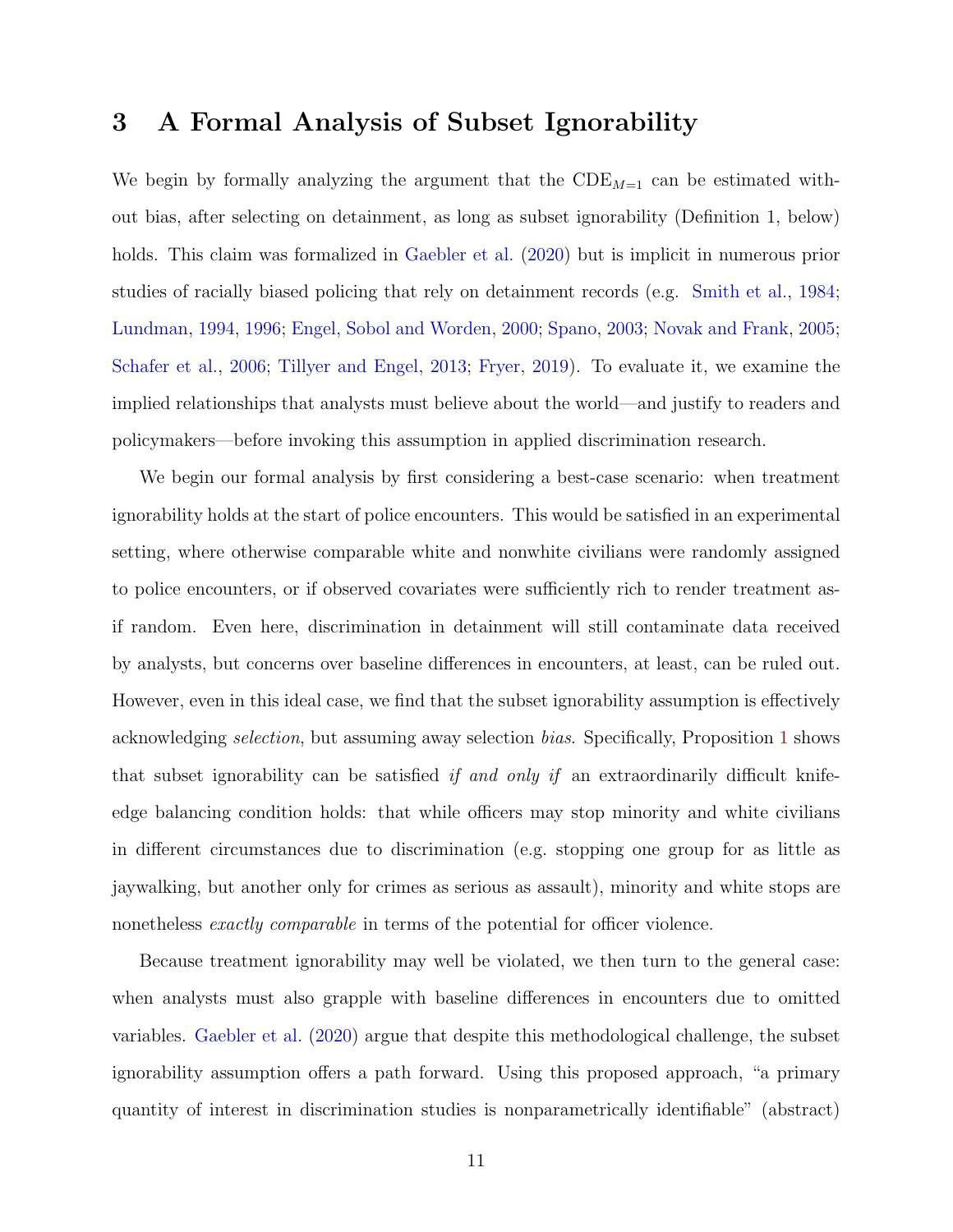# 3 A Formal Analysis of Subset Ignorability

We begin by formally analyzing the argument that the $\text{CDE}_{M=1}$ can be estimated without bias, after selecting on detainment, as long as subset ignorability (Definition 1, below) holds. This claim was formalized in Gaebler et al. (2020) but is implicit in numerous prior studies of racially biased policing that rely on detainment records (e.g. Smith et al., 1984; Lundman, 1994, 1996; Engel, Sobol and Worden, 2000; Spano, 2003; Novak and Frank, 2005; Schafer et al., 2006; Tillyer and Engel, 2013; Fryer, 2019). To evaluate it, we examine the implied relationships that analysts must believe about the world—and justify to readers and policymakers—before invoking this assumption in applied discrimination research.

We begin our formal analysis by first considering a best-case scenario: when treatment ignorability holds at the start of police encounters. This would be satisfied in an experimental setting, where otherwise comparable white and nonwhite civilians were randomly assigned to police encounters, or if observed covariates were sufficiently rich to render treatment as-if random. Even here, discrimination in detainment will still contaminate data received by analysts, but concerns over baseline differences in encounters, at least, can be ruled out. However, even in this ideal case, we find that the subset ignorability assumption is effectively acknowledging *selection*, but assuming away selection *bias*. Specifically, Proposition 1 shows that subset ignorability can be satisfied *if and only if* an extraordinarily difficult knife-edge balancing condition holds: that while officers may stop minority and white civilians in different circumstances due to discrimination (e.g. stopping one group for as little as jaywalking, but another only for crimes as serious as assault), minority and white stops are nonetheless *exactly comparable* in terms of the potential for officer violence.

Because treatment ignorability may well be violated, we then turn to the general case: when analysts must also grapple with baseline differences in encounters due to omitted variables. Gaebler et al. (2020) argue that despite this methodological challenge, the subset ignorability assumption offers a path forward. Using this proposed approach, "a primary quantity of interest in discrimination studies is nonparametrically identifiable" (abstract)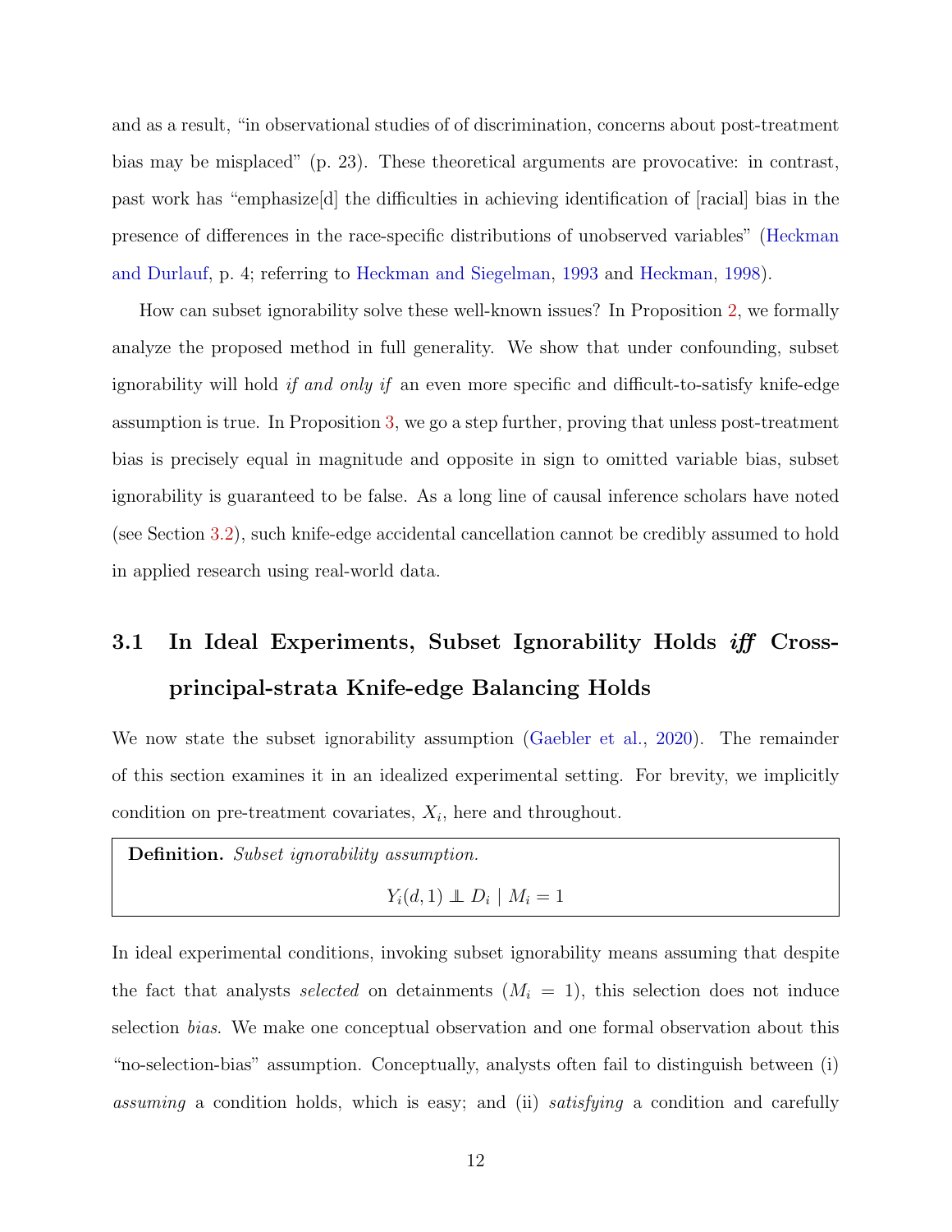and as a result, "in observational studies of of discrimination, concerns about post-treatment bias may be misplaced" (p. 23). These theoretical arguments are provocative: in contrast, past work has "emphasize[d] the difficulties in achieving identification of [racial] bias in the presence of differences in the race-specific distributions of unobserved variables" (Heckman and Durlauf, p. 4; referring to Heckman and Siegelman, 1993 and Heckman, 1998).

How can subset ignorability solve these well-known issues? In Proposition 2, we formally analyze the proposed method in full generality. We show that under confounding, subset ignorability will hold *if and only if* an even more specific and difficult-to-satisfy knife-edge assumption is true. In Proposition 3, we go a step further, proving that unless post-treatment bias is precisely equal in magnitude and opposite in sign to omitted variable bias, subset ignorability is guaranteed to be false. As a long line of causal inference scholars have noted (see Section 3.2), such knife-edge accidental cancellation cannot be credibly assumed to hold in applied research using real-world data.

## 3.1 In Ideal Experiments, Subset Ignorability Holds *iff* Cross-principal-strata Knife-edge Balancing Holds

We now state the subset ignorability assumption (Gaebler et al., 2020). The remainder of this section examines it in an idealized experimental setting. For brevity, we implicitly condition on pre-treatment covariates, $X_i$, here and throughout.

> **Definition.** *Subset ignorability assumption.*
>
> $$Y_i(d, 1) \perp\!\!\!\perp D_i \mid M_i = 1$$

In ideal experimental conditions, invoking subset ignorability means assuming that despite the fact that analysts *selected* on detainments ($M_i = 1$), this selection does not induce selection *bias*. We make one conceptual observation and one formal observation about this "no-selection-bias" assumption. Conceptually, analysts often fail to distinguish between (i) *assuming* a condition holds, which is easy; and (ii) *satisfying* a condition and carefully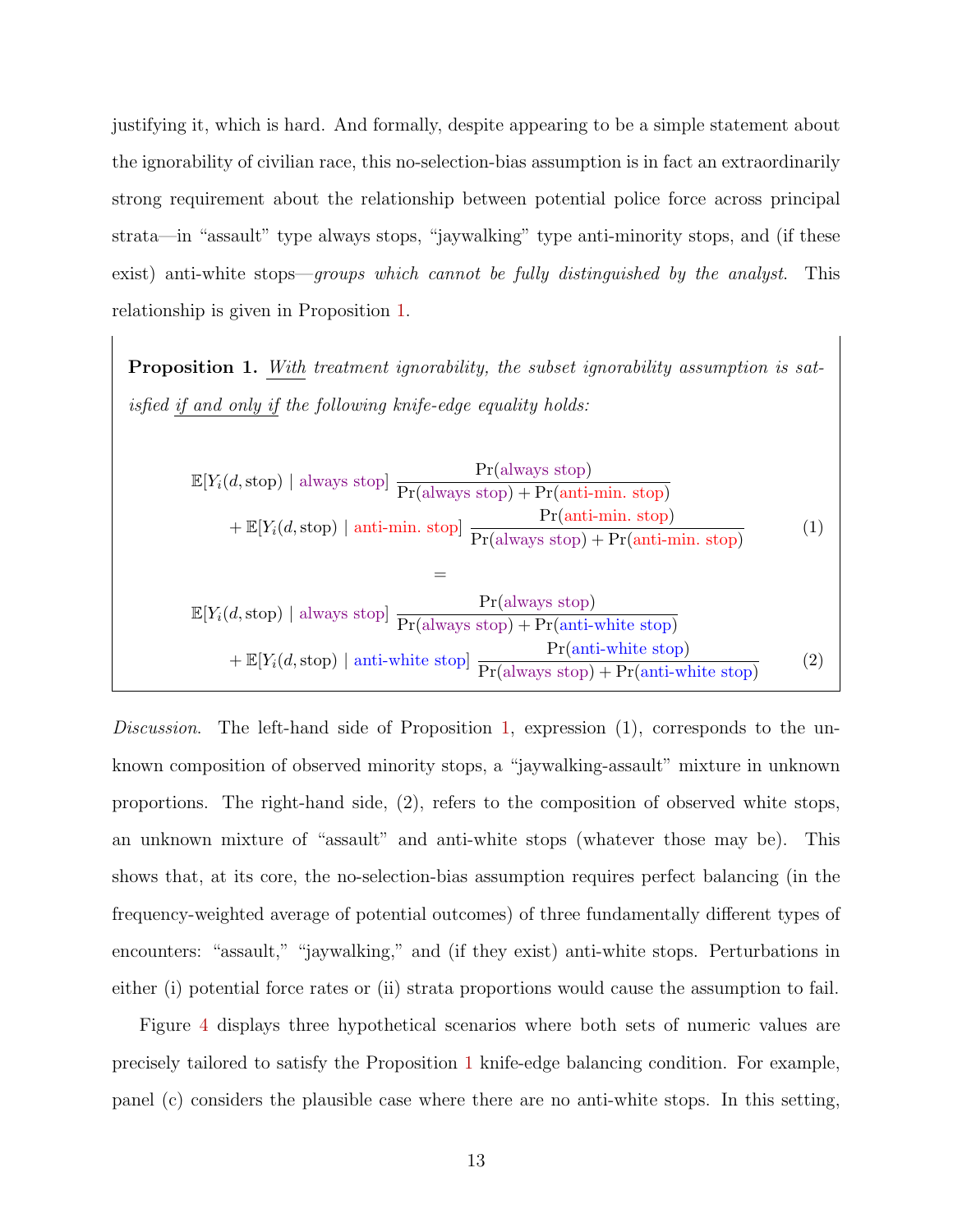justifying it, which is hard. And formally, despite appearing to be a simple statement about the ignorability of civilian race, this no-selection-bias assumption is in fact an extraordinarily strong requirement about the relationship between potential police force across principal strata—in "assault" type always stops, "jaywalking" type anti-minority stops, and (if these exist) anti-white stops—*groups which cannot be fully distinguished by the analyst.* This relationship is given in Proposition 1.

**Proposition 1.** *With treatment ignorability, the subset ignorability assumption is satisfied if and only if the following knife-edge equality holds:*

$$
\begin{aligned}
&\mathbb{E}[Y_i(d, \text{stop}) \mid \text{always stop}] \, \frac{\Pr(\text{always stop})}{\Pr(\text{always stop}) + \Pr(\text{anti-min. stop})} \\
&\quad + \mathbb{E}[Y_i(d, \text{stop}) \mid \text{anti-min. stop}] \, \frac{\Pr(\text{anti-min. stop})}{\Pr(\text{always stop}) + \Pr(\text{anti-min. stop})} \qquad (1)
\end{aligned}
$$

$$=$$

$$
\begin{aligned}
&\mathbb{E}[Y_i(d, \text{stop}) \mid \text{always stop}] \, \frac{\Pr(\text{always stop})}{\Pr(\text{always stop}) + \Pr(\text{anti-white stop})} \\
&\quad + \mathbb{E}[Y_i(d, \text{stop}) \mid \text{anti-white stop}] \, \frac{\Pr(\text{anti-white stop})}{\Pr(\text{always stop}) + \Pr(\text{anti-white stop})} \qquad (2)
\end{aligned}
$$

*Discussion.* The left-hand side of Proposition 1, expression (1), corresponds to the unknown composition of observed minority stops, a "jaywalking-assault" mixture in unknown proportions. The right-hand side, (2), refers to the composition of observed white stops, an unknown mixture of "assault" and anti-white stops (whatever those may be). This shows that, at its core, the no-selection-bias assumption requires perfect balancing (in the frequency-weighted average of potential outcomes) of three fundamentally different types of encounters: "assault," "jaywalking," and (if they exist) anti-white stops. Perturbations in either (i) potential force rates or (ii) strata proportions would cause the assumption to fail.

Figure 4 displays three hypothetical scenarios where both sets of numeric values are precisely tailored to satisfy the Proposition 1 knife-edge balancing condition. For example, panel (c) considers the plausible case where there are no anti-white stops. In this setting,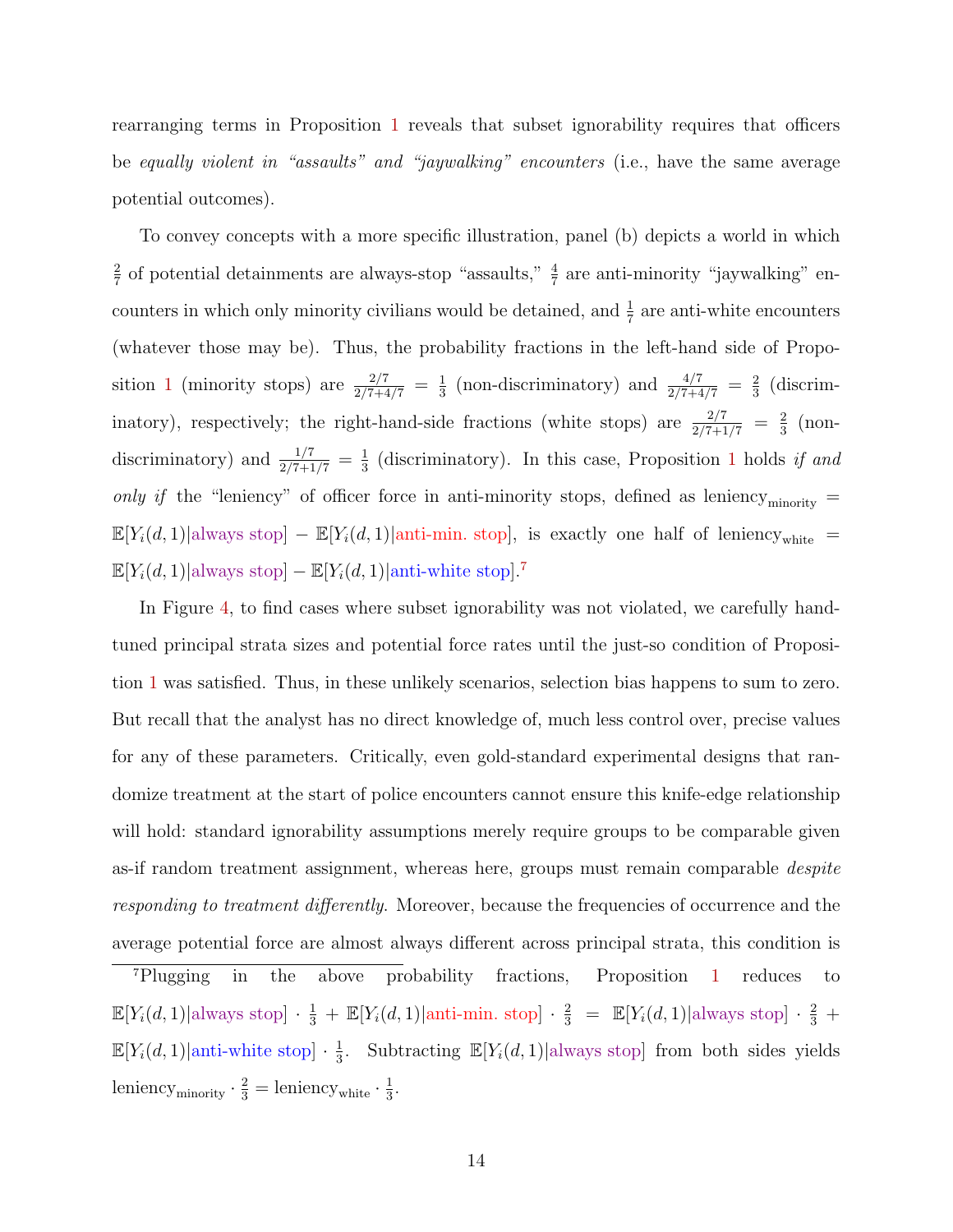rearranging terms in Proposition 1 reveals that subset ignorability requires that officers be *equally violent in "assaults" and "jaywalking" encounters* (i.e., have the same average potential outcomes).

To convey concepts with a more specific illustration, panel (b) depicts a world in which $\frac{2}{7}$ of potential detainments are always-stop "assaults," $\frac{4}{7}$ are anti-minority "jaywalking" encounters in which only minority civilians would be detained, and $\frac{1}{7}$ are anti-white encounters (whatever those may be). Thus, the probability fractions in the left-hand side of Proposition 1 (minority stops) are $\frac{2/7}{2/7+4/7} = \frac{1}{3}$ (non-discriminatory) and $\frac{4/7}{2/7+4/7} = \frac{2}{3}$ (discriminatory), respectively; the right-hand-side fractions (white stops) are $\frac{2/7}{2/7+1/7} = \frac{2}{3}$ (non-discriminatory) and $\frac{1/7}{2/7+1/7} = \frac{1}{3}$ (discriminatory). In this case, Proposition 1 holds *if and only if* the "leniency" of officer force in anti-minority stops, defined as $\text{leniency}_{\text{minority}} = \mathbb{E}[Y_i(d,1)|\text{always stop}] - \mathbb{E}[Y_i(d,1)|\text{anti-min. stop}]$, is exactly one half of $\text{leniency}_{\text{white}} = \mathbb{E}[Y_i(d,1)|\text{always stop}] - \mathbb{E}[Y_i(d,1)|\text{anti-white stop}]$.[7]

In Figure 4, to find cases where subset ignorability was not violated, we carefully hand-tuned principal strata sizes and potential force rates until the just-so condition of Proposition 1 was satisfied. Thus, in these unlikely scenarios, selection bias happens to sum to zero. But recall that the analyst has no direct knowledge of, much less control over, precise values for any of these parameters. Critically, even gold-standard experimental designs that randomize treatment at the start of police encounters cannot ensure this knife-edge relationship will hold: standard ignorability assumptions merely require groups to be comparable given as-if random treatment assignment, whereas here, groups must remain comparable *despite responding to treatment differently.* Moreover, because the frequencies of occurrence and the average potential force are almost always different across principal strata, this condition is

[7] Plugging in the above probability fractions, Proposition 1 reduces to $\mathbb{E}[Y_i(d,1)|\text{always stop}] \cdot \frac{1}{3} + \mathbb{E}[Y_i(d,1)|\text{anti-min. stop}] \cdot \frac{2}{3} = \mathbb{E}[Y_i(d,1)|\text{always stop}] \cdot \frac{2}{3} + \mathbb{E}[Y_i(d,1)|\text{anti-white stop}] \cdot \frac{1}{3}$. Subtracting $\mathbb{E}[Y_i(d,1)|\text{always stop}]$ from both sides yields $\text{leniency}_{\text{minority}} \cdot \frac{2}{3} = \text{leniency}_{\text{white}} \cdot \frac{1}{3}$.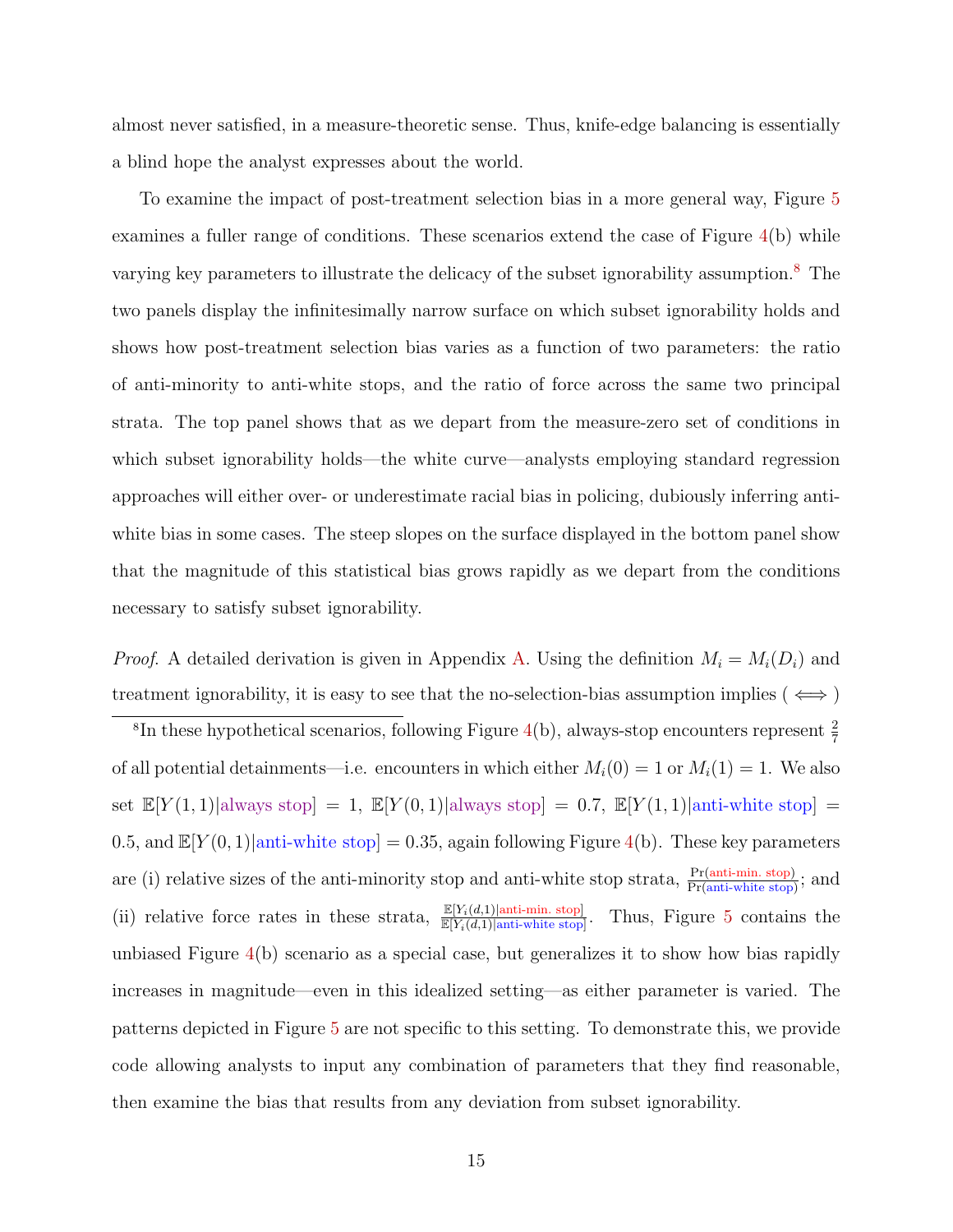almost never satisfied, in a measure-theoretic sense. Thus, knife-edge balancing is essentially a blind hope the analyst expresses about the world.

To examine the impact of post-treatment selection bias in a more general way, Figure 5 examines a fuller range of conditions. These scenarios extend the case of Figure 4(b) while varying key parameters to illustrate the delicacy of the subset ignorability assumption.[8] The two panels display the infinitesimally narrow surface on which subset ignorability holds and shows how post-treatment selection bias varies as a function of two parameters: the ratio of anti-minority to anti-white stops, and the ratio of force across the same two principal strata. The top panel shows that as we depart from the measure-zero set of conditions in which subset ignorability holds—the white curve—analysts employing standard regression approaches will either over- or underestimate racial bias in policing, dubiously inferring anti-white bias in some cases. The steep slopes on the surface displayed in the bottom panel show that the magnitude of this statistical bias grows rapidly as we depart from the conditions necessary to satisfy subset ignorability.

*Proof.* A detailed derivation is given in Appendix A. Using the definition $M_i = M_i(D_i)$ and treatment ignorability, it is easy to see that the no-selection-bias assumption implies ($\iff$)

[8] In these hypothetical scenarios, following Figure 4(b), always-stop encounters represent $\frac{2}{7}$ of all potential detainments—i.e. encounters in which either $M_i(0) = 1$ or $M_i(1) = 1$. We also set $\mathbb{E}[Y(1,1)|\text{always stop}] = 1$, $\mathbb{E}[Y(0,1)|\text{always stop}] = 0.7$, $\mathbb{E}[Y(1,1)|\text{anti-white stop}] = 0.5$, and $\mathbb{E}[Y(0,1)|\text{anti-white stop}] = 0.35$, again following Figure 4(b). These key parameters are (i) relative sizes of the anti-minority stop and anti-white stop strata, $\frac{\Pr(\text{anti-min. stop})}{\Pr(\text{anti-white stop})}$; and (ii) relative force rates in these strata, $\frac{\mathbb{E}[Y_i(d,1)|\text{anti-min. stop}]}{\mathbb{E}[Y_i(d,1)|\text{anti-white stop}]}$. Thus, Figure 5 contains the unbiased Figure 4(b) scenario as a special case, but generalizes it to show how bias rapidly increases in magnitude—even in this idealized setting—as either parameter is varied. The patterns depicted in Figure 5 are not specific to this setting. To demonstrate this, we provide code allowing analysts to input any combination of parameters that they find reasonable, then examine the bias that results from any deviation from subset ignorability.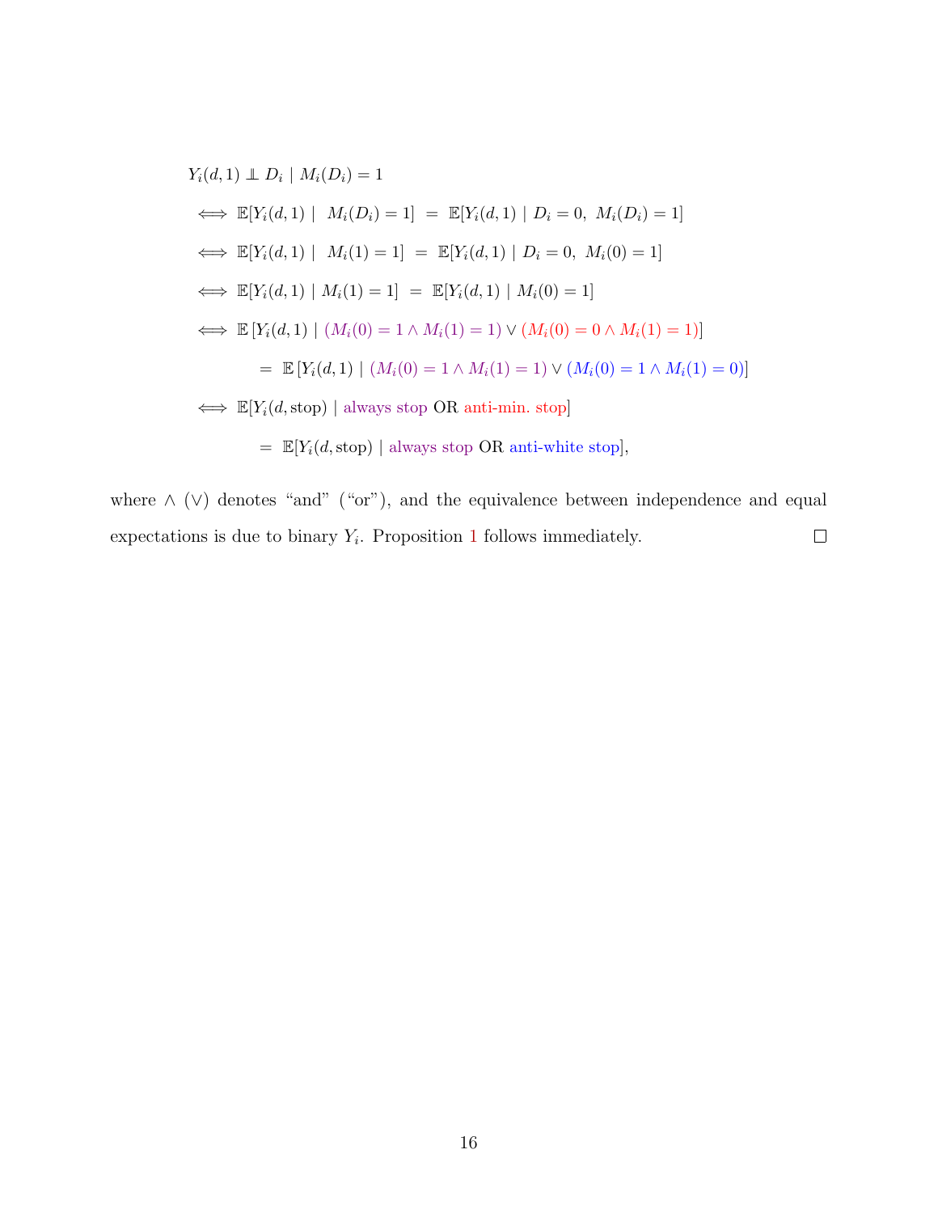$$
\begin{aligned}
& Y_i(d,1) \perp\!\!\!\perp D_i \mid M_i(D_i) = 1 \\
& \iff \mathbb{E}[Y_i(d,1) \mid \; M_i(D_i) = 1] \;=\; \mathbb{E}[Y_i(d,1) \mid D_i = 0,\; M_i(D_i) = 1] \\
& \iff \mathbb{E}[Y_i(d,1) \mid \; M_i(1) = 1] \;=\; \mathbb{E}[Y_i(d,1) \mid D_i = 0,\; M_i(0) = 1] \\
& \iff \mathbb{E}[Y_i(d,1) \mid M_i(1) = 1] \;=\; \mathbb{E}[Y_i(d,1) \mid M_i(0) = 1] \\
& \iff \mathbb{E}\left[Y_i(d,1) \mid (M_i(0) = 1 \wedge M_i(1) = 1) \vee (M_i(0) = 0 \wedge M_i(1) = 1)\right] \\
& \qquad = \mathbb{E}\left[Y_i(d,1) \mid (M_i(0) = 1 \wedge M_i(1) = 1) \vee (M_i(0) = 1 \wedge M_i(1) = 0)\right] \\
& \iff \mathbb{E}[Y_i(d,\text{stop}) \mid \text{always stop OR anti-min. stop}] \\
& \qquad = \mathbb{E}[Y_i(d,\text{stop}) \mid \text{always stop OR anti-white stop}],
\end{aligned}
$$

where $\wedge$ ($\vee$) denotes "and" ("or"), and the equivalence between independence and equal expectations is due to binary $Y_i$. Proposition 1 follows immediately. □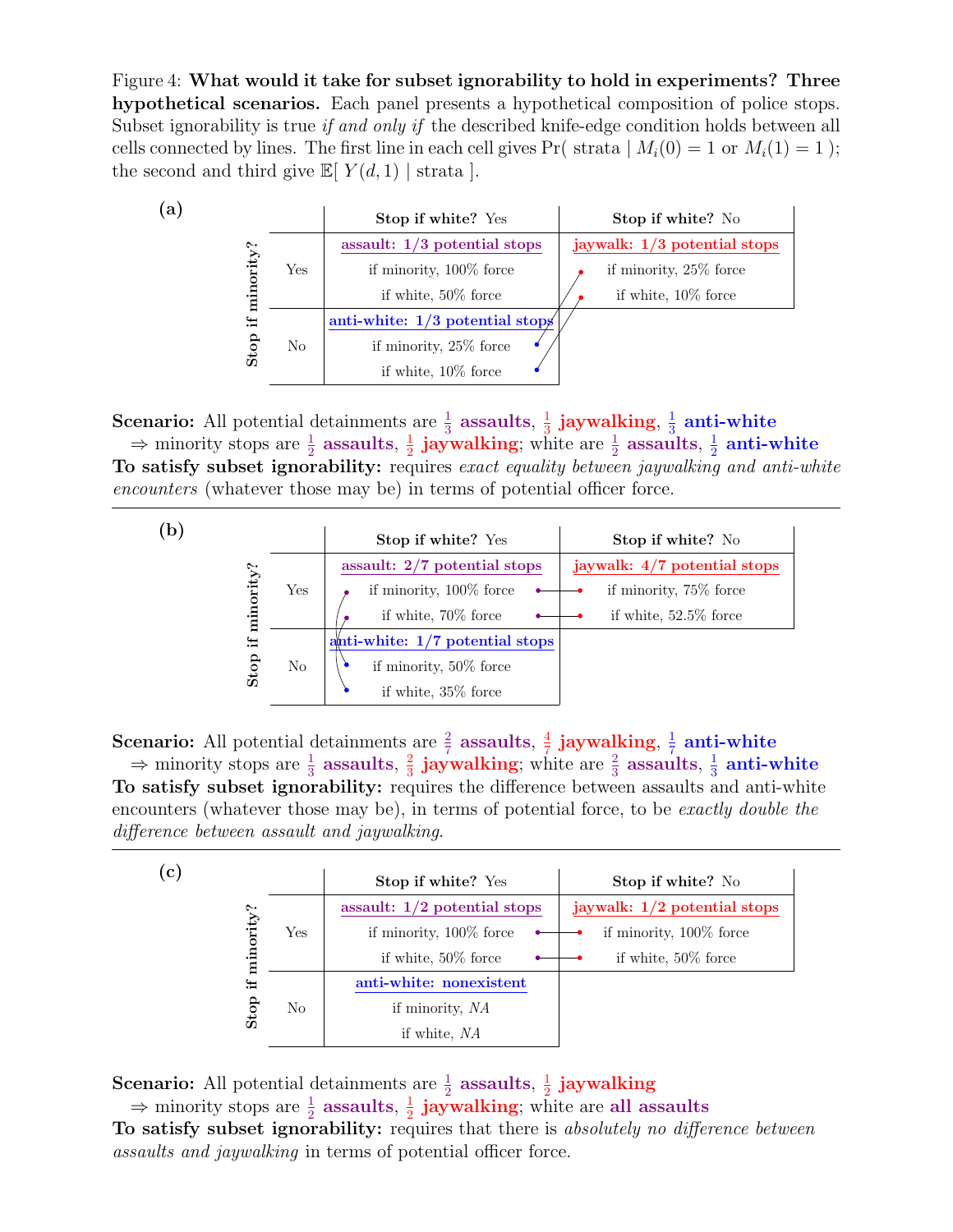Figure 4: **What would it take for subset ignorability to hold in experiments? Three hypothetical scenarios.** Each panel presents a hypothetical composition of police stops. Subset ignorability is true *if and only if* the described knife-edge condition holds between all cells connected by lines. The first line in each cell gives $\Pr(\text{ strata} \mid M_i(0) = 1 \text{ or } M_i(1) = 1\text{ })$; the second and third give $\mathbb{E}[\ Y(d,1) \mid \text{strata}\ ]$.

**(a)**

| Stop if minority? | | **Stop if white?** Yes | **Stop if white?** No |
|---|---|---|---|
| | Yes | **assault: 1/3 potential stops**<br>if minority, 100% force<br>if white, 50% force | **jaywalk: 1/3 potential stops**<br>if minority, 25% force<br>if white, 10% force |
| | No | **anti-white: 1/3 potential stops**<br>if minority, 25% force<br>if white, 10% force | |

**Scenario:** All potential detainments are $\frac{1}{3}$ **assaults**, $\frac{1}{3}$ **jaywalking**, $\frac{1}{3}$ **anti-white**
⇒ minority stops are $\frac{1}{2}$ **assaults**, $\frac{1}{2}$ **jaywalking**; white are $\frac{1}{2}$ **assaults**, $\frac{1}{2}$ **anti-white**
**To satisfy subset ignorability:** requires *exact equality between jaywalking and anti-white encounters* (whatever those may be) in terms of potential officer force.

---

**(b)**

| Stop if minority? | | **Stop if white?** Yes | **Stop if white?** No |
|---|---|---|---|
| | Yes | **assault: 2/7 potential stops**<br>if minority, 100% force<br>if white, 70% force | **jaywalk: 4/7 potential stops**<br>if minority, 75% force<br>if white, 52.5% force |
| | No | **anti-white: 1/7 potential stops**<br>if minority, 50% force<br>if white, 35% force | |

**Scenario:** All potential detainments are $\frac{2}{7}$ **assaults**, $\frac{4}{7}$ **jaywalking**, $\frac{1}{7}$ **anti-white**
⇒ minority stops are $\frac{1}{3}$ **assaults**, $\frac{2}{3}$ **jaywalking**; white are $\frac{2}{3}$ **assaults**, $\frac{1}{3}$ **anti-white**
**To satisfy subset ignorability:** requires the difference between assaults and anti-white encounters (whatever those may be), in terms of potential force, to be *exactly double the difference between assault and jaywalking*.

---

**(c)**

| Stop if minority? | | **Stop if white?** Yes | **Stop if white?** No |
|---|---|---|---|
| | Yes | **assault: 1/2 potential stops**<br>if minority, 100% force<br>if white, 50% force | **jaywalk: 1/2 potential stops**<br>if minority, 100% force<br>if white, 50% force |
| | No | **anti-white: nonexistent**<br>if minority, *NA*<br>if white, *NA* | |

**Scenario:** All potential detainments are $\frac{1}{2}$ **assaults**, $\frac{1}{2}$ **jaywalking**
⇒ minority stops are $\frac{1}{2}$ **assaults**, $\frac{1}{2}$ **jaywalking**; white are **all assaults**
**To satisfy subset ignorability:** requires that there is *absolutely no difference between assaults and jaywalking* in terms of potential officer force.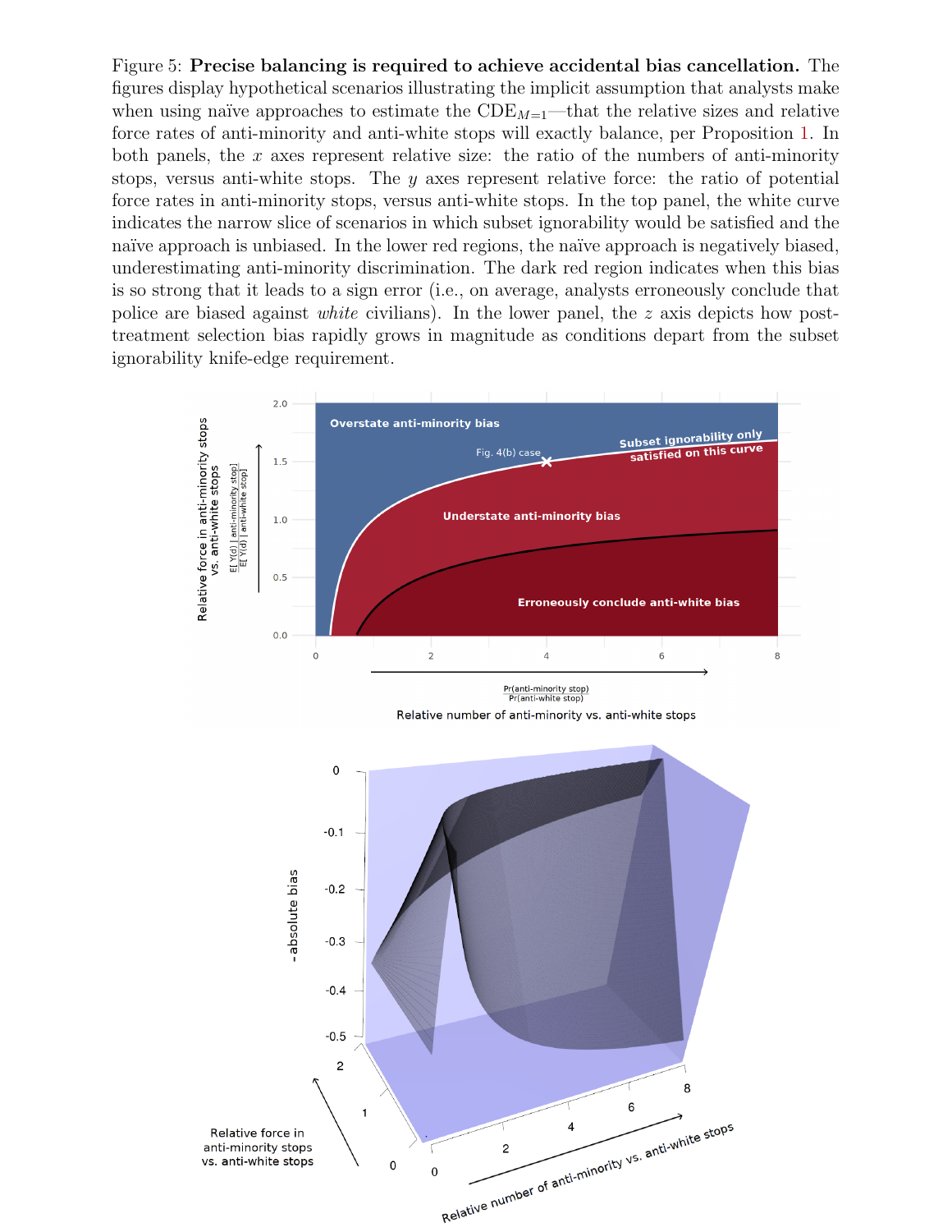Figure 5: **Precise balancing is required to achieve accidental bias cancellation.** The figures display hypothetical scenarios illustrating the implicit assumption that analysts make when using naïve approaches to estimate the $\text{CDE}_{M=1}$—that the relative sizes and relative force rates of anti-minority and anti-white stops will exactly balance, per Proposition 1. In both panels, the $x$ axes represent relative size: the ratio of the numbers of anti-minority stops, versus anti-white stops. The $y$ axes represent relative force: the ratio of potential force rates in anti-minority stops, versus anti-white stops. In the top panel, the white curve indicates the narrow slice of scenarios in which subset ignorability would be satisfied and the naïve approach is unbiased. In the lower red regions, the naïve approach is negatively biased, underestimating anti-minority discrimination. The dark red region indicates when this bias is so strong that it leads to a sign error (i.e., on average, analysts erroneously conclude that police are biased against *white* civilians). In the lower panel, the $z$ axis depicts how post-treatment selection bias rapidly grows in magnitude as conditions depart from the subset ignorability knife-edge requirement.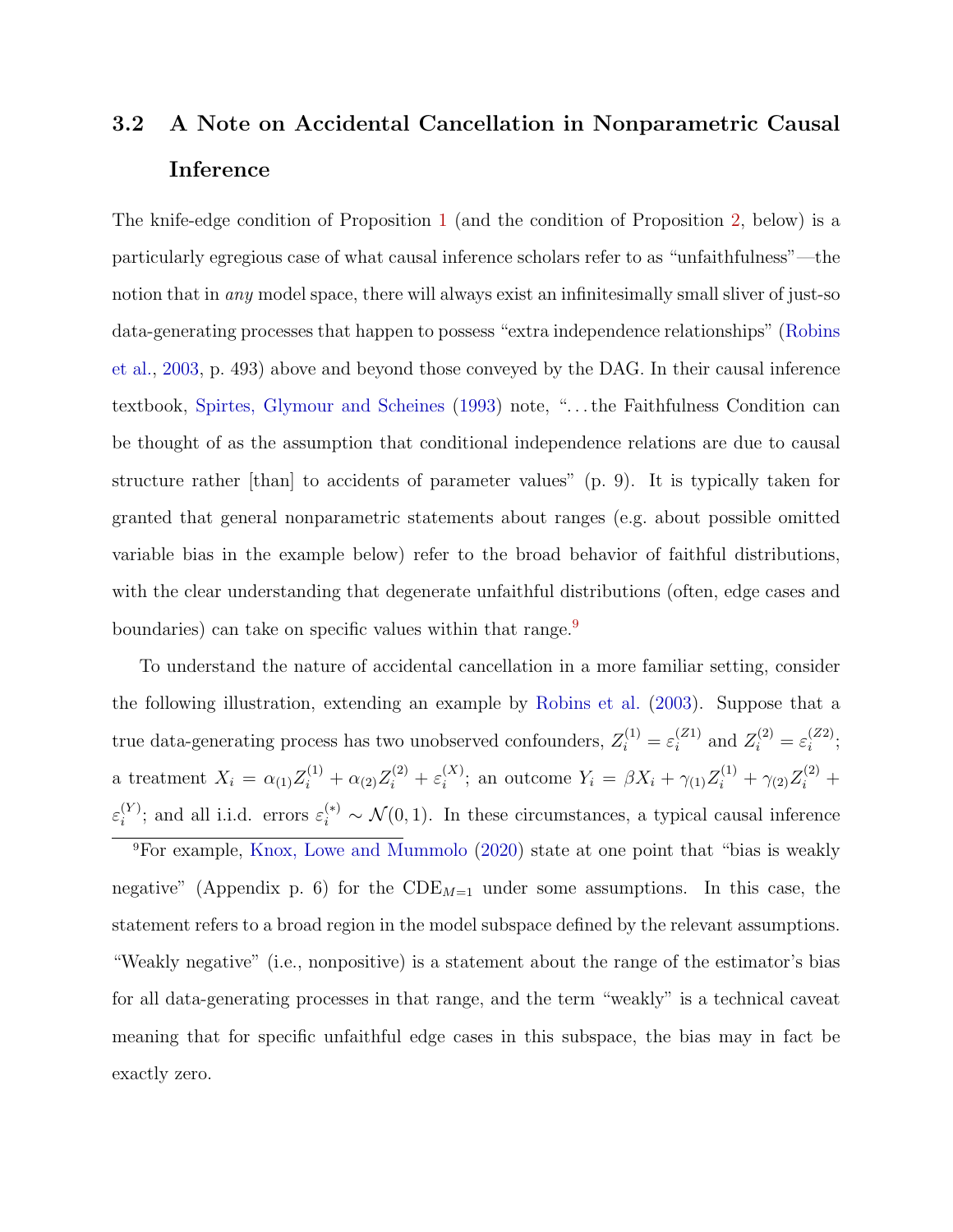### 3.2 A Note on Accidental Cancellation in Nonparametric Causal Inference

The knife-edge condition of Proposition 1 (and the condition of Proposition 2, below) is a particularly egregious case of what causal inference scholars refer to as "unfaithfulness"—the notion that in *any* model space, there will always exist an infinitesimally small sliver of just-so data-generating processes that happen to possess "extra independence relationships" (Robins et al., 2003, p. 493) above and beyond those conveyed by the DAG. In their causal inference textbook, Spirtes, Glymour and Scheines (1993) note, "...the Faithfulness Condition can be thought of as the assumption that conditional independence relations are due to causal structure rather [than] to accidents of parameter values" (p. 9). It is typically taken for granted that general nonparametric statements about ranges (e.g. about possible omitted variable bias in the example below) refer to the broad behavior of faithful distributions, with the clear understanding that degenerate unfaithful distributions (often, edge cases and boundaries) can take on specific values within that range.[9]

To understand the nature of accidental cancellation in a more familiar setting, consider the following illustration, extending an example by Robins et al. (2003). Suppose that a true data-generating process has two unobserved confounders, $Z_i^{(1)} = \varepsilon_i^{(Z1)}$ and $Z_i^{(2)} = \varepsilon_i^{(Z2)}$; a treatment $X_i = \alpha_{(1)} Z_i^{(1)} + \alpha_{(2)} Z_i^{(2)} + \varepsilon_i^{(X)}$; an outcome $Y_i = \beta X_i + \gamma_{(1)} Z_i^{(1)} + \gamma_{(2)} Z_i^{(2)} + \varepsilon_i^{(Y)}$; and all i.i.d. errors $\varepsilon_i^{(*)} \sim \mathcal{N}(0, 1)$. In these circumstances, a typical causal inference

[9] For example, Knox, Lowe and Mummolo (2020) state at one point that "bias is weakly negative" (Appendix p. 6) for the $\text{CDE}_{M=1}$ under some assumptions. In this case, the statement refers to a broad region in the model subspace defined by the relevant assumptions. "Weakly negative" (i.e., nonpositive) is a statement about the range of the estimator's bias for all data-generating processes in that range, and the term "weakly" is a technical caveat meaning that for specific unfaithful edge cases in this subspace, the bias may in fact be exactly zero.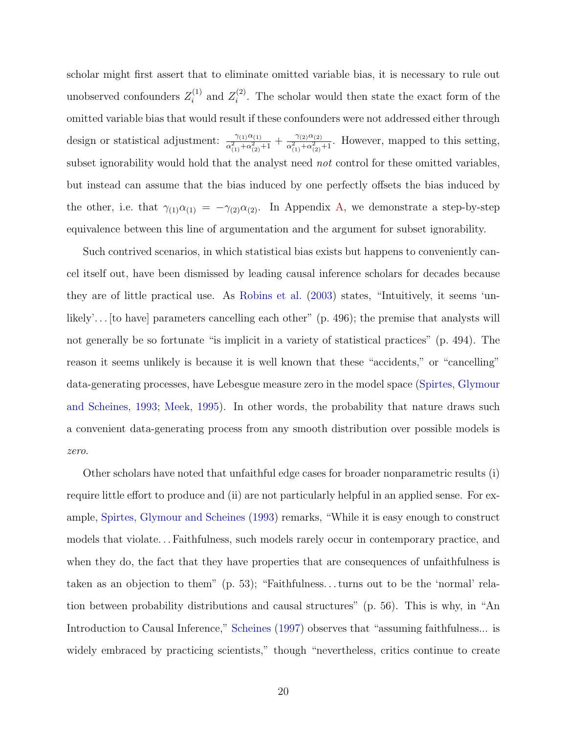scholar might first assert that to eliminate omitted variable bias, it is necessary to rule out unobserved confounders $Z_i^{(1)}$ and $Z_i^{(2)}$. The scholar would then state the exact form of the omitted variable bias that would result if these confounders were not addressed either through design or statistical adjustment: $\frac{\gamma_{(1)}\alpha_{(1)}}{\alpha_{(1)}^2+\alpha_{(2)}^2+1} + \frac{\gamma_{(2)}\alpha_{(2)}}{\alpha_{(1)}^2+\alpha_{(2)}^2+1}$. However, mapped to this setting, subset ignorability would hold that the analyst need *not* control for these omitted variables, but instead can assume that the bias induced by one perfectly offsets the bias induced by the other, i.e. that $\gamma_{(1)}\alpha_{(1)} = -\gamma_{(2)}\alpha_{(2)}$. In Appendix A, we demonstrate a step-by-step equivalence between this line of argumentation and the argument for subset ignorability.

Such contrived scenarios, in which statistical bias exists but happens to conveniently cancel itself out, have been dismissed by leading causal inference scholars for decades because they are of little practical use. As Robins et al. (2003) states, "Intuitively, it seems 'unlikely'. . . [to have] parameters cancelling each other" (p. 496); the premise that analysts will not generally be so fortunate "is implicit in a variety of statistical practices" (p. 494). The reason it seems unlikely is because it is well known that these "accidents," or "cancelling" data-generating processes, have Lebesgue measure zero in the model space (Spirtes, Glymour and Scheines, 1993; Meek, 1995). In other words, the probability that nature draws such a convenient data-generating process from any smooth distribution over possible models is *zero*.

Other scholars have noted that unfaithful edge cases for broader nonparametric results (i) require little effort to produce and (ii) are not particularly helpful in an applied sense. For example, Spirtes, Glymour and Scheines (1993) remarks, "While it is easy enough to construct models that violate. . . Faithfulness, such models rarely occur in contemporary practice, and when they do, the fact that they have properties that are consequences of unfaithfulness is taken as an objection to them" (p. 53); "Faithfulness. . . turns out to be the 'normal' relation between probability distributions and causal structures" (p. 56). This is why, in "An Introduction to Causal Inference," Scheines (1997) observes that "assuming faithfulness... is widely embraced by practicing scientists," though "nevertheless, critics continue to create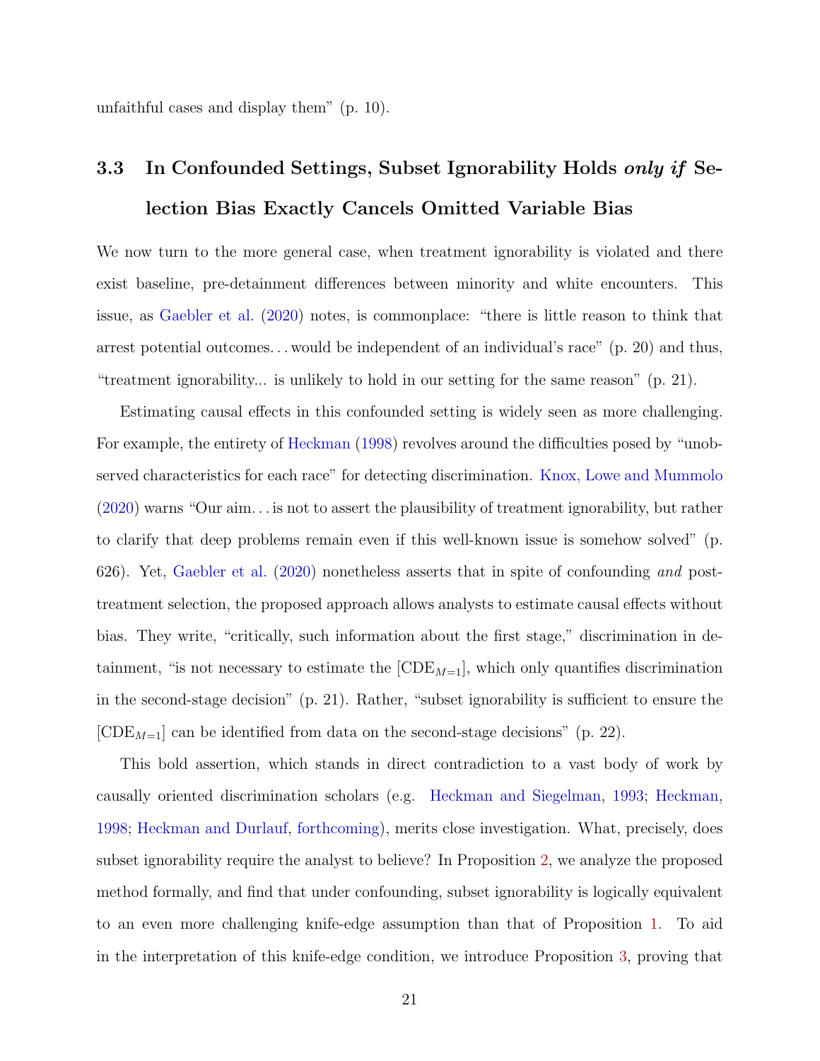unfaithful cases and display them" (p. 10).

### 3.3 In Confounded Settings, Subset Ignorability Holds *only if* Selection Bias Exactly Cancels Omitted Variable Bias

We now turn to the more general case, when treatment ignorability is violated and there exist baseline, pre-detainment differences between minority and white encounters. This issue, as Gaebler et al. (2020) notes, is commonplace: "there is little reason to think that arrest potential outcomes. . . would be independent of an individual's race" (p. 20) and thus, "treatment ignorability... is unlikely to hold in our setting for the same reason" (p. 21).

Estimating causal effects in this confounded setting is widely seen as more challenging. For example, the entirety of Heckman (1998) revolves around the difficulties posed by "unobserved characteristics for each race" for detecting discrimination. Knox, Lowe and Mummolo (2020) warns "Our aim. . . is not to assert the plausibility of treatment ignorability, but rather to clarify that deep problems remain even if this well-known issue is somehow solved" (p. 626). Yet, Gaebler et al. (2020) nonetheless asserts that in spite of confounding *and* post-treatment selection, the proposed approach allows analysts to estimate causal effects without bias. They write, "critically, such information about the first stage," discrimination in detainment, "is not necessary to estimate the [$\text{CDE}_{M=1}$], which only quantifies discrimination in the second-stage decision" (p. 21). Rather, "subset ignorability is sufficient to ensure the [$\text{CDE}_{M=1}$] can be identified from data on the second-stage decisions" (p. 22).

This bold assertion, which stands in direct contradiction to a vast body of work by causally oriented discrimination scholars (e.g. Heckman and Siegelman, 1993; Heckman, 1998; Heckman and Durlauf, forthcoming), merits close investigation. What, precisely, does subset ignorability require the analyst to believe? In Proposition 2, we analyze the proposed method formally, and find that under confounding, subset ignorability is logically equivalent to an even more challenging knife-edge assumption than that of Proposition 1. To aid in the interpretation of this knife-edge condition, we introduce Proposition 3, proving that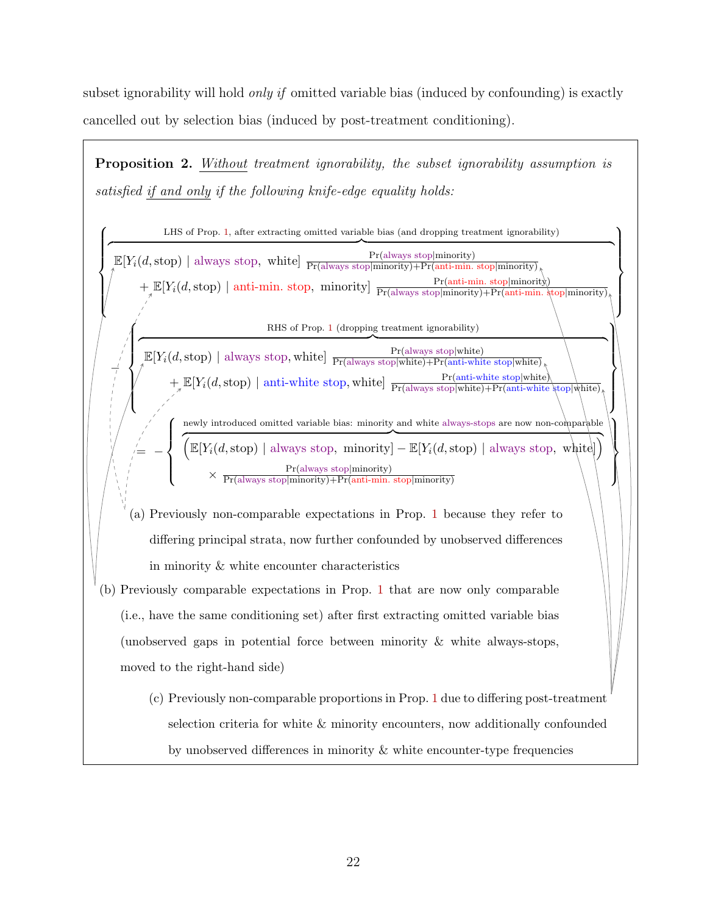subset ignorability will hold *only if* omitted variable bias (induced by confounding) is exactly cancelled out by selection bias (induced by post-treatment conditioning).

**Proposition 2.** *<u>Without</u> treatment ignorability, the subset ignorability assumption is satisfied <u>if and only</u> if the following knife-edge equality holds:*

$$
\left\{ \overbrace{ \begin{aligned} &\mathbb{E}[Y_i(d,\text{stop}) \mid \text{always stop, white}] \frac{\Pr(\text{always stop}|\text{minority})}{\Pr(\text{always stop}|\text{minority})+\Pr(\text{anti-min. stop}|\text{minority})} \\ &\quad + \mathbb{E}[Y_i(d,\text{stop}) \mid \text{anti-min. stop, minority}] \frac{\Pr(\text{anti-min. stop}|\text{minority})}{\Pr(\text{always stop}|\text{minority})+\Pr(\text{anti-min. stop}|\text{minority})} \end{aligned} }^{\text{LHS of Prop. 1, after extracting omitted variable bias (and dropping treatment ignorability)}} \right\}
$$

$$
- \left\{ \overbrace{ \begin{aligned} &\mathbb{E}[Y_i(d,\text{stop}) \mid \text{always stop, white}] \frac{\Pr(\text{always stop}|\text{white})}{\Pr(\text{always stop}|\text{white})+\Pr(\text{anti-white stop}|\text{white})} \\ &\quad + \mathbb{E}[Y_i(d,\text{stop}) \mid \text{anti-white stop, white}] \frac{\Pr(\text{anti-white stop}|\text{white})}{\Pr(\text{always stop}|\text{white})+\Pr(\text{anti-white stop}|\text{white})} \end{aligned} }^{\text{RHS of Prop. 1 (dropping treatment ignorability)}} \right\}
$$

$$
= - \left\{ \overbrace{ \begin{aligned} &\Big(\mathbb{E}[Y_i(d,\text{stop}) \mid \text{always stop, minority}] - \mathbb{E}[Y_i(d,\text{stop}) \mid \text{always stop, white}]\Big) \\ &\quad \times \frac{\Pr(\text{always stop}|\text{minority})}{\Pr(\text{always stop}|\text{minority})+\Pr(\text{anti-min. stop}|\text{minority})} \end{aligned} }^{\text{newly introduced omitted variable bias: minority and white always-stops are now non-comparable}} \right\}
$$

(a) Previously non-comparable expectations in Prop. 1 because they refer to differing principal strata, now further confounded by unobserved differences in minority & white encounter characteristics

(b) Previously comparable expectations in Prop. 1 that are now only comparable (i.e., have the same conditioning set) after first extracting omitted variable bias (unobserved gaps in potential force between minority & white always-stops, moved to the right-hand side)

(c) Previously non-comparable proportions in Prop. 1 due to differing post-treatment selection criteria for white & minority encounters, now additionally confounded by unobserved differences in minority & white encounter-type frequencies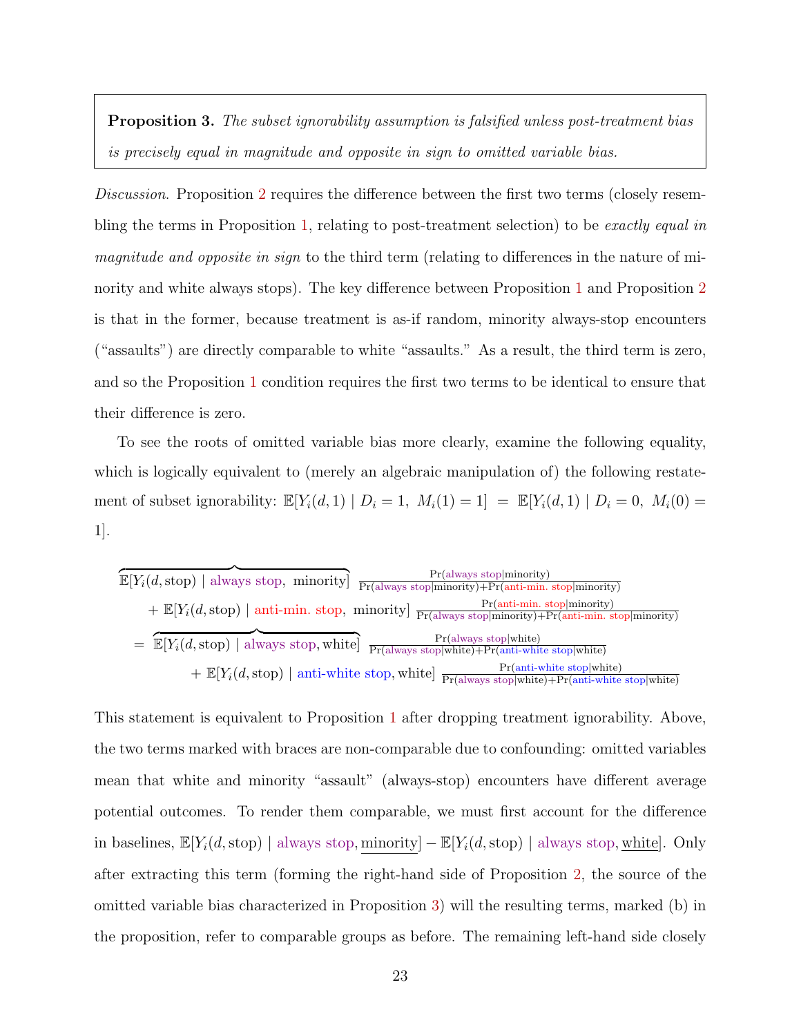> **Proposition 3.** *The subset ignorability assumption is falsified unless post-treatment bias is precisely equal in magnitude and opposite in sign to omitted variable bias.*

*Discussion*. Proposition 2 requires the difference between the first two terms (closely resembling the terms in Proposition 1, relating to post-treatment selection) to be *exactly equal in magnitude and opposite in sign* to the third term (relating to differences in the nature of minority and white always stops). The key difference between Proposition 1 and Proposition 2 is that in the former, because treatment is as-if random, minority always-stop encounters ("assaults") are directly comparable to white "assaults." As a result, the third term is zero, and so the Proposition 1 condition requires the first two terms to be identical to ensure that their difference is zero.

To see the roots of omitted variable bias more clearly, examine the following equality, which is logically equivalent to (merely an algebraic manipulation of) the following restatement of subset ignorability: $\mathbb{E}[Y_i(d,1) \mid D_i = 1,\ M_i(1) = 1] \ = \ \mathbb{E}[Y_i(d,1) \mid D_i = 0,\ M_i(0) = 1]$.

$$
\begin{aligned}
&\overbrace{\mathbb{E}[Y_i(d,\text{stop}) \mid \text{always stop},\ \text{minority}]}\ \frac{\Pr(\text{always stop}|\text{minority})}{\Pr(\text{always stop}|\text{minority})+\Pr(\text{anti-min. stop}|\text{minority})} \\
&\quad + \mathbb{E}[Y_i(d,\text{stop}) \mid \text{anti-min. stop},\ \text{minority}]\ \frac{\Pr(\text{anti-min. stop}|\text{minority})}{\Pr(\text{always stop}|\text{minority})+\Pr(\text{anti-min. stop}|\text{minority})} \\
&= \overbrace{\mathbb{E}[Y_i(d,\text{stop}) \mid \text{always stop}, \text{white}]}\ \frac{\Pr(\text{always stop}|\text{white})}{\Pr(\text{always stop}|\text{white})+\Pr(\text{anti-white stop}|\text{white})} \\
&\quad + \mathbb{E}[Y_i(d,\text{stop}) \mid \text{anti-white stop}, \text{white}]\ \frac{\Pr(\text{anti-white stop}|\text{white})}{\Pr(\text{always stop}|\text{white})+\Pr(\text{anti-white stop}|\text{white})}
\end{aligned}
$$

This statement is equivalent to Proposition 1 after dropping treatment ignorability. Above, the two terms marked with braces are non-comparable due to confounding: omitted variables mean that white and minority "assault" (always-stop) encounters have different average potential outcomes. To render them comparable, we must first account for the difference in baselines, $\mathbb{E}[Y_i(d,\text{stop}) \mid \text{always stop}, \underline{\text{minority}}] - \mathbb{E}[Y_i(d,\text{stop}) \mid \text{always stop}, \underline{\text{white}}]$. Only after extracting this term (forming the right-hand side of Proposition 2, the source of the omitted variable bias characterized in Proposition 3) will the resulting terms, marked (b) in the proposition, refer to comparable groups as before. The remaining left-hand side closely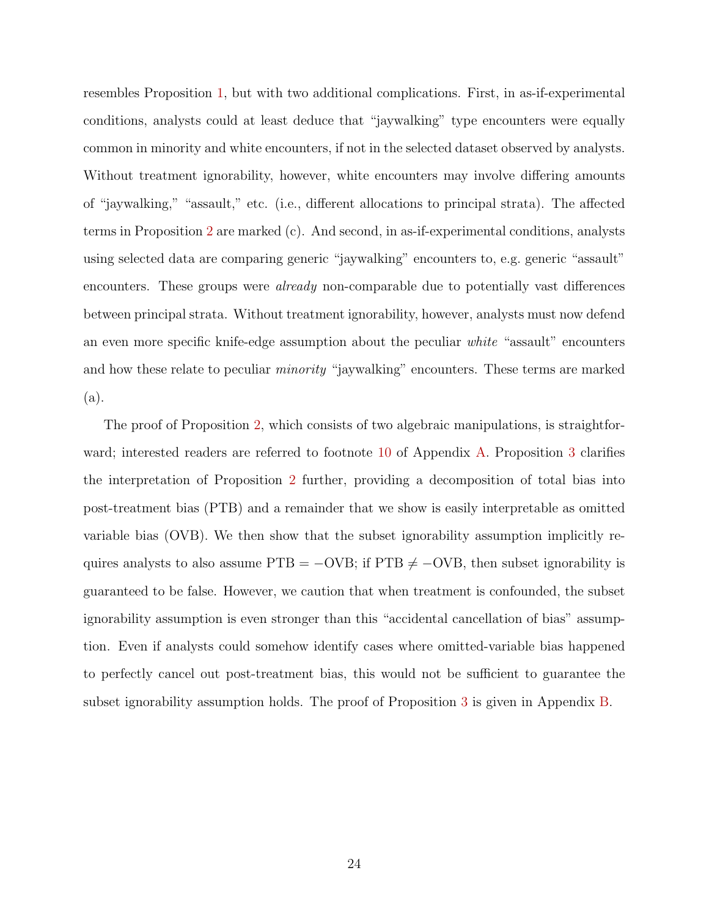resembles Proposition 1, but with two additional complications. First, in as-if-experimental conditions, analysts could at least deduce that "jaywalking" type encounters were equally common in minority and white encounters, if not in the selected dataset observed by analysts. Without treatment ignorability, however, white encounters may involve differing amounts of "jaywalking," "assault," etc. (i.e., different allocations to principal strata). The affected terms in Proposition 2 are marked (c). And second, in as-if-experimental conditions, analysts using selected data are comparing generic "jaywalking" encounters to, e.g. generic "assault" encounters. These groups were *already* non-comparable due to potentially vast differences between principal strata. Without treatment ignorability, however, analysts must now defend an even more specific knife-edge assumption about the peculiar *white* "assault" encounters and how these relate to peculiar *minority* "jaywalking" encounters. These terms are marked (a).

The proof of Proposition 2, which consists of two algebraic manipulations, is straightforward; interested readers are referred to footnote 10 of Appendix A. Proposition 3 clarifies the interpretation of Proposition 2 further, providing a decomposition of total bias into post-treatment bias (PTB) and a remainder that we show is easily interpretable as omitted variable bias (OVB). We then show that the subset ignorability assumption implicitly requires analysts to also assume $\text{PTB} = -\text{OVB}$; if $\text{PTB} \neq -\text{OVB}$, then subset ignorability is guaranteed to be false. However, we caution that when treatment is confounded, the subset ignorability assumption is even stronger than this "accidental cancellation of bias" assumption. Even if analysts could somehow identify cases where omitted-variable bias happened to perfectly cancel out post-treatment bias, this would not be sufficient to guarantee the subset ignorability assumption holds. The proof of Proposition 3 is given in Appendix B.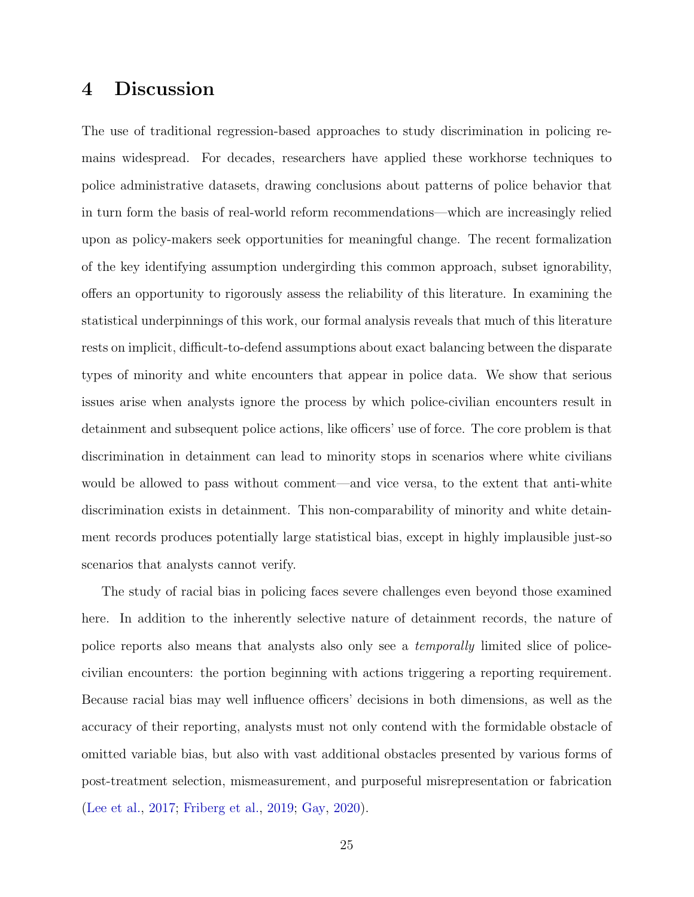## 4 Discussion

The use of traditional regression-based approaches to study discrimination in policing remains widespread. For decades, researchers have applied these workhorse techniques to police administrative datasets, drawing conclusions about patterns of police behavior that in turn form the basis of real-world reform recommendations—which are increasingly relied upon as policy-makers seek opportunities for meaningful change. The recent formalization of the key identifying assumption undergirding this common approach, subset ignorability, offers an opportunity to rigorously assess the reliability of this literature. In examining the statistical underpinnings of this work, our formal analysis reveals that much of this literature rests on implicit, difficult-to-defend assumptions about exact balancing between the disparate types of minority and white encounters that appear in police data. We show that serious issues arise when analysts ignore the process by which police-civilian encounters result in detainment and subsequent police actions, like officers' use of force. The core problem is that discrimination in detainment can lead to minority stops in scenarios where white civilians would be allowed to pass without comment—and vice versa, to the extent that anti-white discrimination exists in detainment. This non-comparability of minority and white detainment records produces potentially large statistical bias, except in highly implausible just-so scenarios that analysts cannot verify.

The study of racial bias in policing faces severe challenges even beyond those examined here. In addition to the inherently selective nature of detainment records, the nature of police reports also means that analysts also only see a *temporally* limited slice of police-civilian encounters: the portion beginning with actions triggering a reporting requirement. Because racial bias may well influence officers' decisions in both dimensions, as well as the accuracy of their reporting, analysts must not only contend with the formidable obstacle of omitted variable bias, but also with vast additional obstacles presented by various forms of post-treatment selection, mismeasurement, and purposeful misrepresentation or fabrication (Lee et al., 2017; Friberg et al., 2019; Gay, 2020).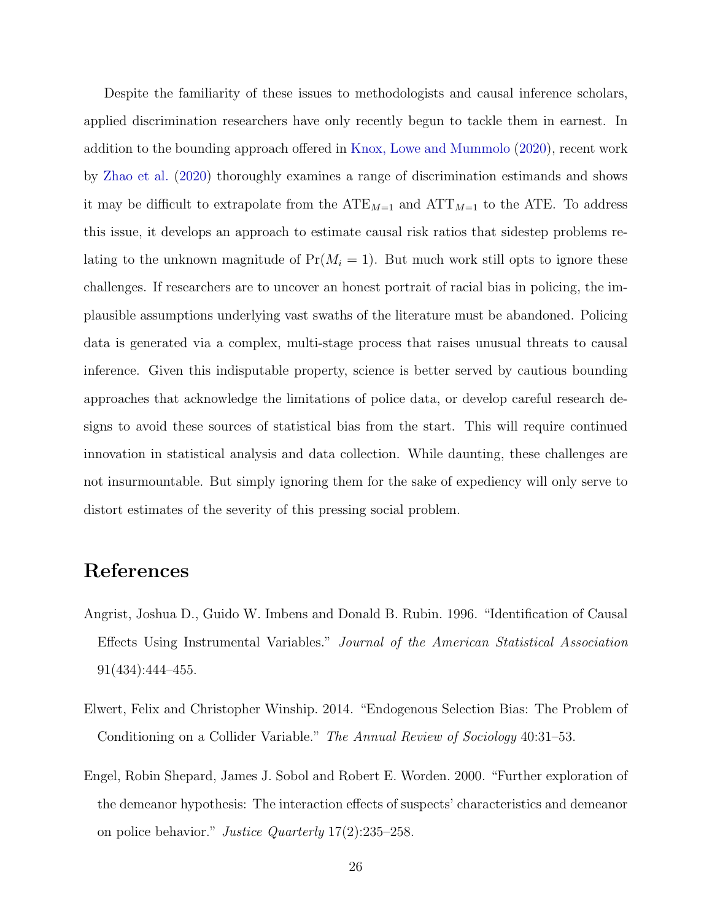Despite the familiarity of these issues to methodologists and causal inference scholars, applied discrimination researchers have only recently begun to tackle them in earnest. In addition to the bounding approach offered in Knox, Lowe and Mummolo (2020), recent work by Zhao et al. (2020) thoroughly examines a range of discrimination estimands and shows it may be difficult to extrapolate from the $\text{ATE}_{M=1}$ and $\text{ATT}_{M=1}$ to the ATE. To address this issue, it develops an approach to estimate causal risk ratios that sidestep problems relating to the unknown magnitude of $\Pr(M_i = 1)$. But much work still opts to ignore these challenges. If researchers are to uncover an honest portrait of racial bias in policing, the implausible assumptions underlying vast swaths of the literature must be abandoned. Policing data is generated via a complex, multi-stage process that raises unusual threats to causal inference. Given this indisputable property, science is better served by cautious bounding approaches that acknowledge the limitations of police data, or develop careful research designs to avoid these sources of statistical bias from the start. This will require continued innovation in statistical analysis and data collection. While daunting, these challenges are not insurmountable. But simply ignoring them for the sake of expediency will only serve to distort estimates of the severity of this pressing social problem.

# References

Angrist, Joshua D., Guido W. Imbens and Donald B. Rubin. 1996. "Identification of Causal Effects Using Instrumental Variables." *Journal of the American Statistical Association* 91(434):444–455.

Elwert, Felix and Christopher Winship. 2014. "Endogenous Selection Bias: The Problem of Conditioning on a Collider Variable." *The Annual Review of Sociology* 40:31–53.

Engel, Robin Shepard, James J. Sobol and Robert E. Worden. 2000. "Further exploration of the demeanor hypothesis: The interaction effects of suspects' characteristics and demeanor on police behavior." *Justice Quarterly* 17(2):235–258.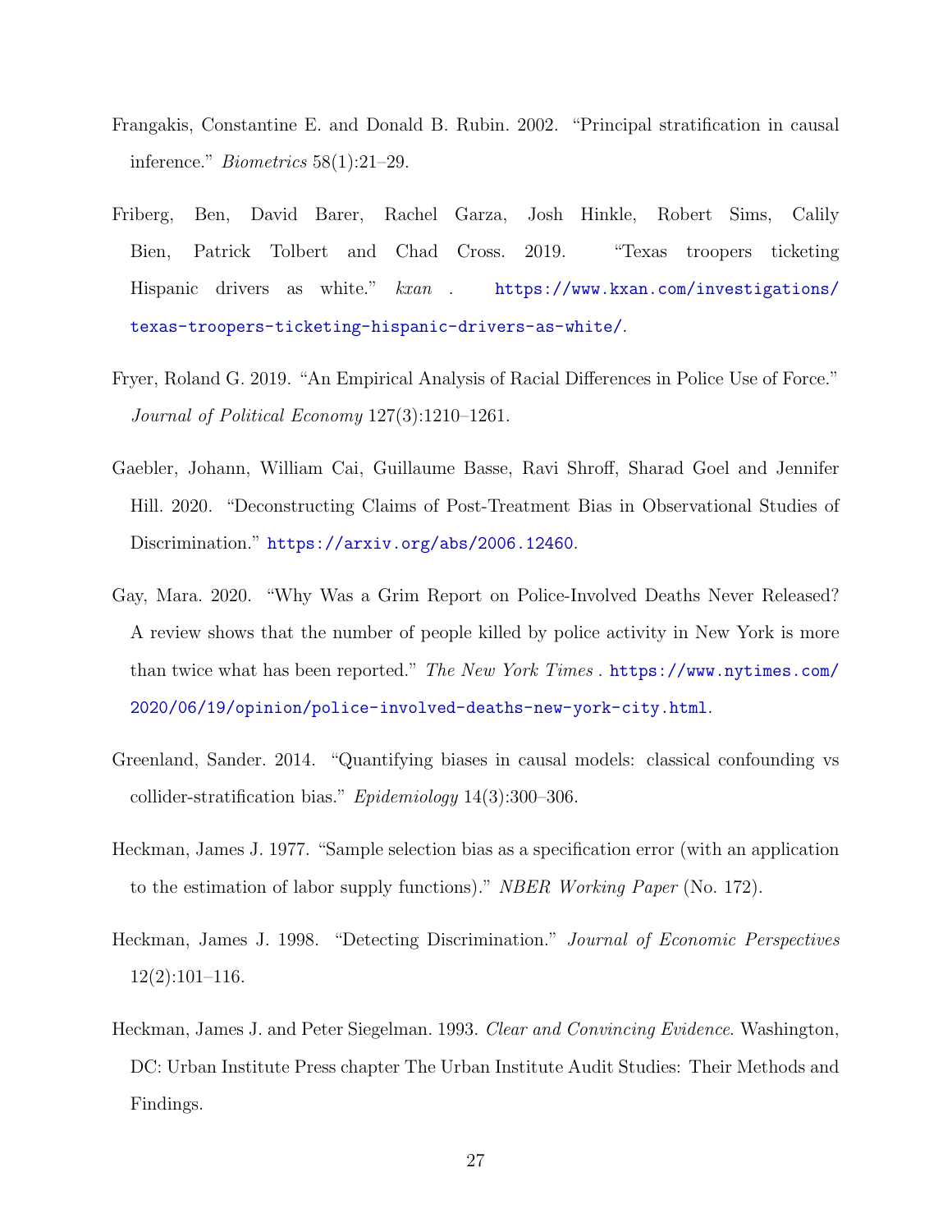Frangakis, Constantine E. and Donald B. Rubin. 2002. "Principal stratification in causal inference." *Biometrics* 58(1):21–29.

Friberg, Ben, David Barer, Rachel Garza, Josh Hinkle, Robert Sims, Calily Bien, Patrick Tolbert and Chad Cross. 2019. "Texas troopers ticketing Hispanic drivers as white." *kxan* . https://www.kxan.com/investigations/texas-troopers-ticketing-hispanic-drivers-as-white/.

Fryer, Roland G. 2019. "An Empirical Analysis of Racial Differences in Police Use of Force." *Journal of Political Economy* 127(3):1210–1261.

Gaebler, Johann, William Cai, Guillaume Basse, Ravi Shroff, Sharad Goel and Jennifer Hill. 2020. "Deconstructing Claims of Post-Treatment Bias in Observational Studies of Discrimination." https://arxiv.org/abs/2006.12460.

Gay, Mara. 2020. "Why Was a Grim Report on Police-Involved Deaths Never Released? A review shows that the number of people killed by police activity in New York is more than twice what has been reported." *The New York Times* . https://www.nytimes.com/2020/06/19/opinion/police-involved-deaths-new-york-city.html.

Greenland, Sander. 2014. "Quantifying biases in causal models: classical confounding vs collider-stratification bias." *Epidemiology* 14(3):300–306.

Heckman, James J. 1977. "Sample selection bias as a specification error (with an application to the estimation of labor supply functions)." *NBER Working Paper* (No. 172).

Heckman, James J. 1998. "Detecting Discrimination." *Journal of Economic Perspectives* 12(2):101–116.

Heckman, James J. and Peter Siegelman. 1993. *Clear and Convincing Evidence*. Washington, DC: Urban Institute Press chapter The Urban Institute Audit Studies: Their Methods and Findings.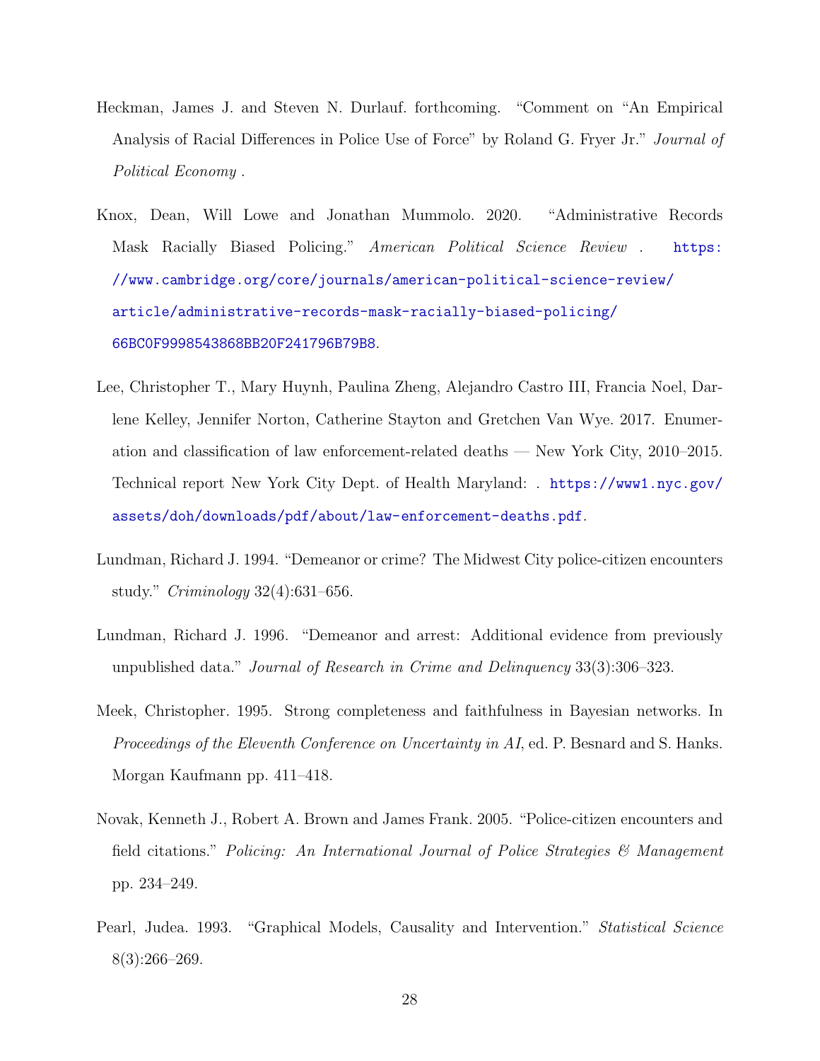Heckman, James J. and Steven N. Durlauf. forthcoming. "Comment on "An Empirical Analysis of Racial Differences in Police Use of Force" by Roland G. Fryer Jr." *Journal of Political Economy* .

Knox, Dean, Will Lowe and Jonathan Mummolo. 2020. "Administrative Records Mask Racially Biased Policing." *American Political Science Review* . https://www.cambridge.org/core/journals/american-political-science-review/article/administrative-records-mask-racially-biased-policing/66BC0F9998543868BB20F241796B79B8.

Lee, Christopher T., Mary Huynh, Paulina Zheng, Alejandro Castro III, Francia Noel, Darlene Kelley, Jennifer Norton, Catherine Stayton and Gretchen Van Wye. 2017. Enumeration and classification of law enforcement-related deaths — New York City, 2010–2015. Technical report New York City Dept. of Health Maryland: . https://www1.nyc.gov/assets/doh/downloads/pdf/about/law-enforcement-deaths.pdf.

Lundman, Richard J. 1994. "Demeanor or crime? The Midwest City police-citizen encounters study." *Criminology* 32(4):631–656.

Lundman, Richard J. 1996. "Demeanor and arrest: Additional evidence from previously unpublished data." *Journal of Research in Crime and Delinquency* 33(3):306–323.

Meek, Christopher. 1995. Strong completeness and faithfulness in Bayesian networks. In *Proceedings of the Eleventh Conference on Uncertainty in AI*, ed. P. Besnard and S. Hanks. Morgan Kaufmann pp. 411–418.

Novak, Kenneth J., Robert A. Brown and James Frank. 2005. "Police-citizen encounters and field citations." *Policing: An International Journal of Police Strategies & Management* pp. 234–249.

Pearl, Judea. 1993. "Graphical Models, Causality and Intervention." *Statistical Science* 8(3):266–269.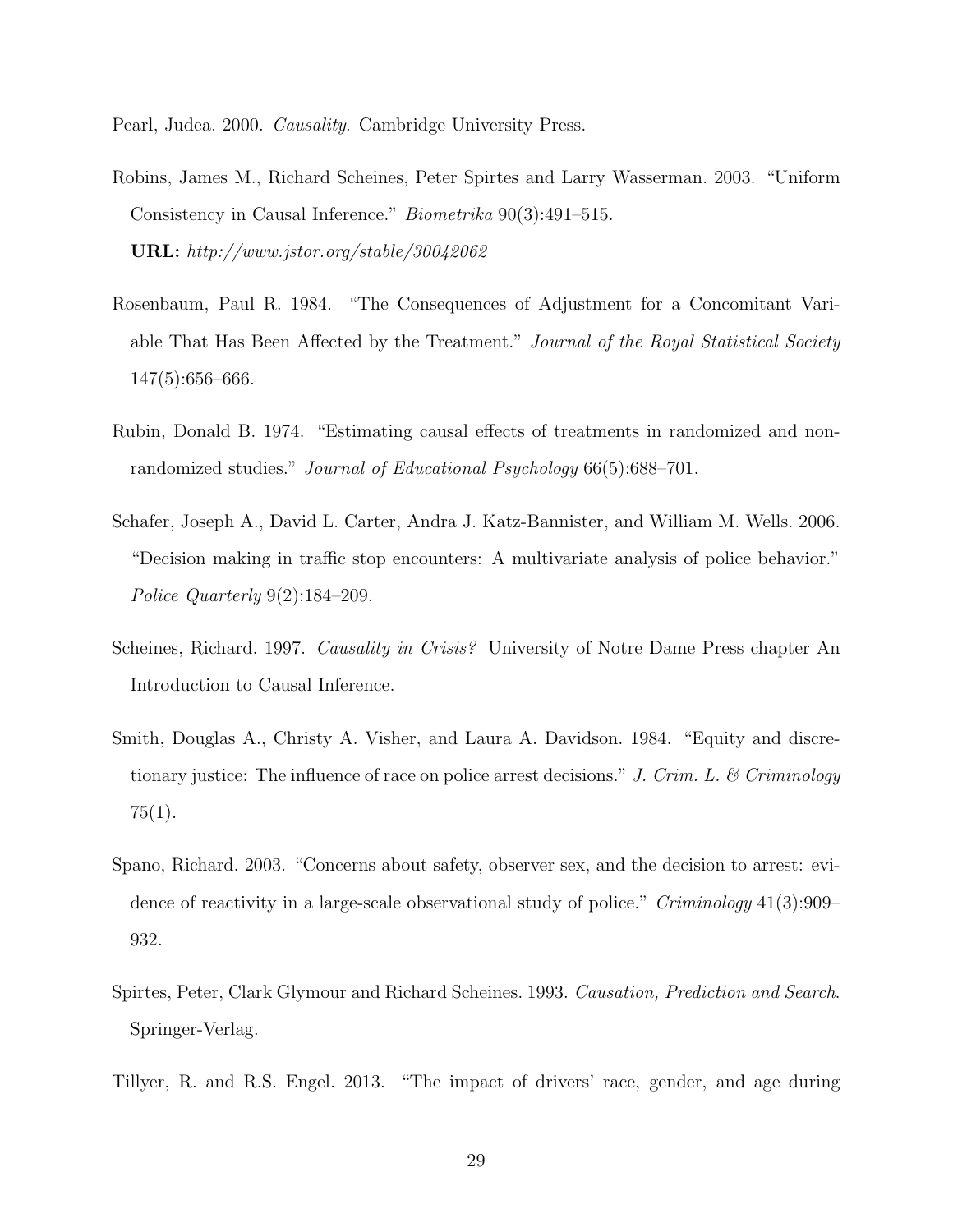Pearl, Judea. 2000. *Causality*. Cambridge University Press.

Robins, James M., Richard Scheines, Peter Spirtes and Larry Wasserman. 2003. "Uniform Consistency in Causal Inference." *Biometrika* 90(3):491–515.
**URL:** *http://www.jstor.org/stable/30042062*

Rosenbaum, Paul R. 1984. "The Consequences of Adjustment for a Concomitant Variable That Has Been Affected by the Treatment." *Journal of the Royal Statistical Society* 147(5):656–666.

Rubin, Donald B. 1974. "Estimating causal effects of treatments in randomized and nonrandomized studies." *Journal of Educational Psychology* 66(5):688–701.

Schafer, Joseph A., David L. Carter, Andra J. Katz-Bannister, and William M. Wells. 2006. "Decision making in traffic stop encounters: A multivariate analysis of police behavior." *Police Quarterly* 9(2):184–209.

Scheines, Richard. 1997. *Causality in Crisis?* University of Notre Dame Press chapter An Introduction to Causal Inference.

Smith, Douglas A., Christy A. Visher, and Laura A. Davidson. 1984. "Equity and discretionary justice: The influence of race on police arrest decisions." *J. Crim. L. & Criminology* 75(1).

Spano, Richard. 2003. "Concerns about safety, observer sex, and the decision to arrest: evidence of reactivity in a large-scale observational study of police." *Criminology* 41(3):909–932.

Spirtes, Peter, Clark Glymour and Richard Scheines. 1993. *Causation, Prediction and Search.* Springer-Verlag.

Tillyer, R. and R.S. Engel. 2013. "The impact of drivers' race, gender, and age during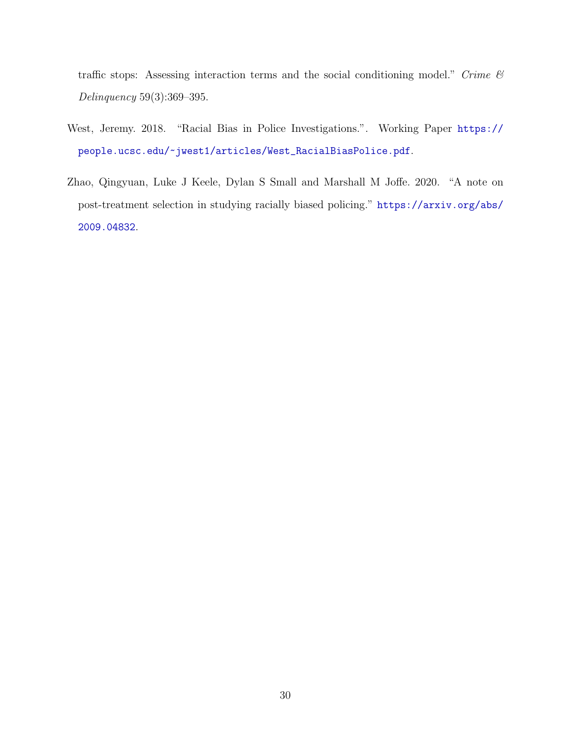traffic stops: Assessing interaction terms and the social conditioning model." *Crime & Delinquency* 59(3):369–395.

West, Jeremy. 2018. "Racial Bias in Police Investigations.". Working Paper https://people.ucsc.edu/~jwest1/articles/West_RacialBiasPolice.pdf.

Zhao, Qingyuan, Luke J Keele, Dylan S Small and Marshall M Joffe. 2020. "A note on post-treatment selection in studying racially biased policing." https://arxiv.org/abs/2009.04832.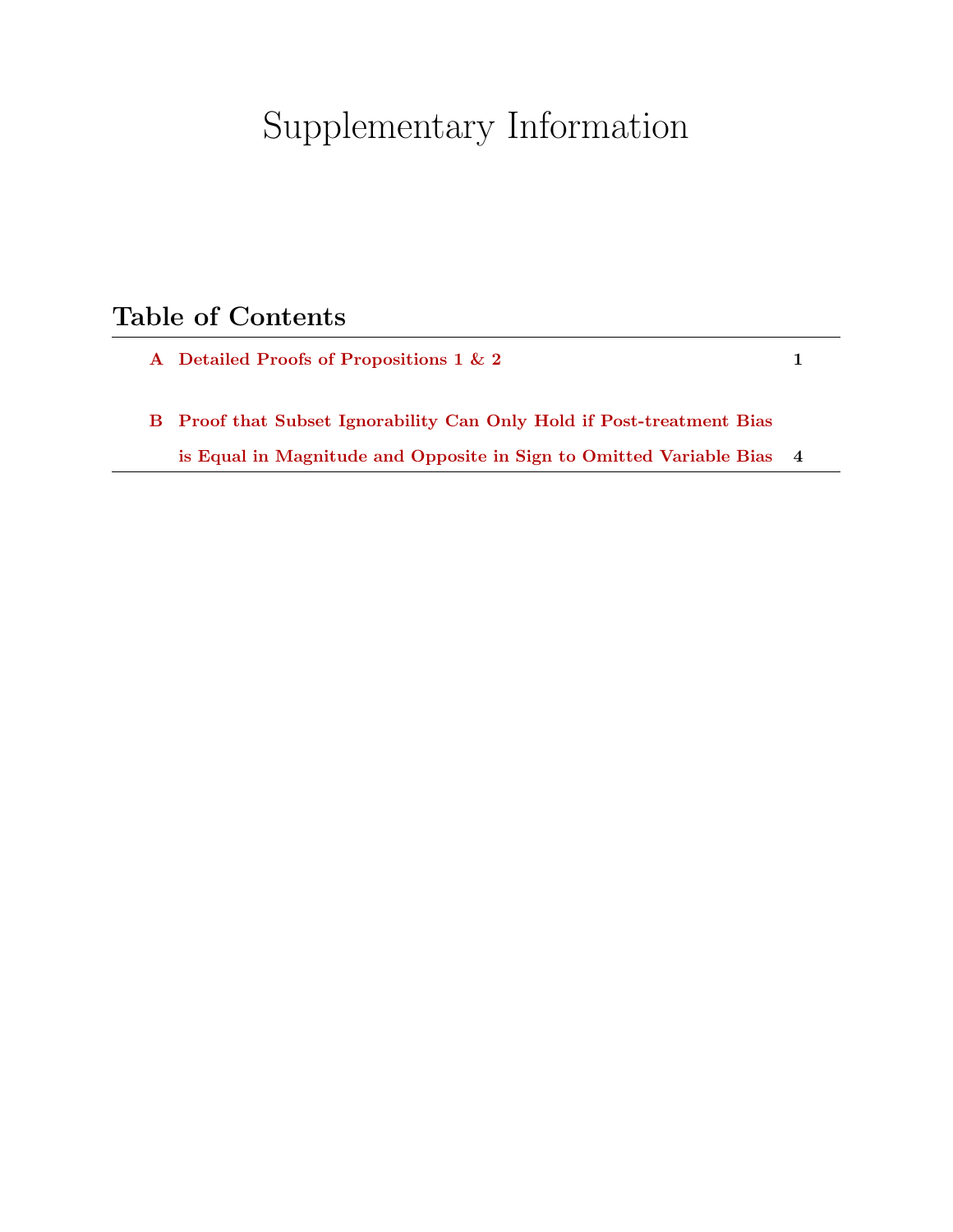# Supplementary Information

## Table of Contents

| | | |
|---|---|---|
| A | Detailed Proofs of Propositions 1 & 2 | 1 |
| B | Proof that Subset Ignorability Can Only Hold if Post-treatment Bias is Equal in Magnitude and Opposite in Sign to Omitted Variable Bias | 4 |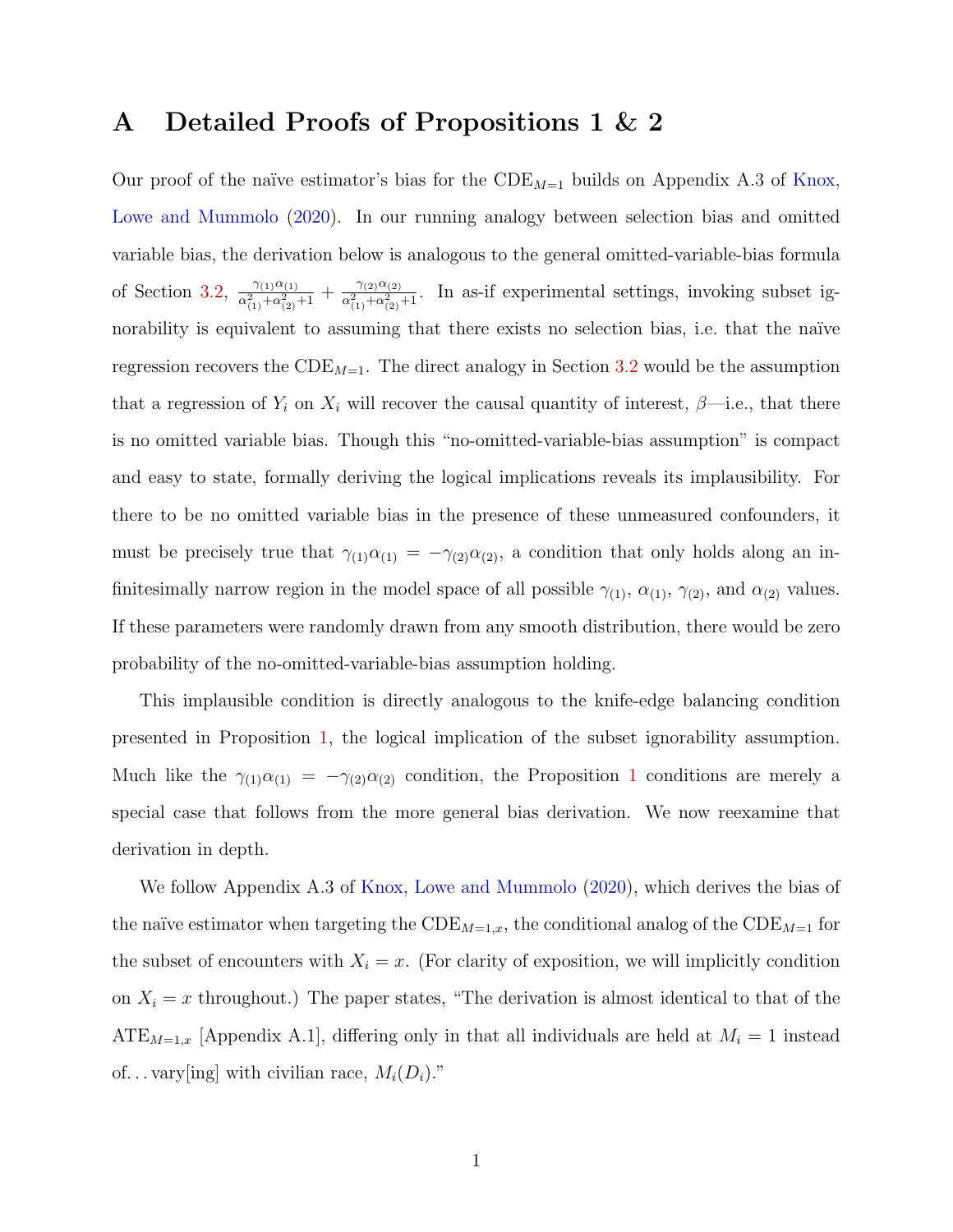# A Detailed Proofs of Propositions 1 & 2

Our proof of the naïve estimator's bias for the $\text{CDE}_{M=1}$ builds on Appendix A.3 of Knox, Lowe and Mummolo (2020). In our running analogy between selection bias and omitted variable bias, the derivation below is analogous to the general omitted-variable-bias formula of Section 3.2, $\frac{\gamma_{(1)}\alpha_{(1)}}{\alpha^2_{(1)}+\alpha^2_{(2)}+1} + \frac{\gamma_{(2)}\alpha_{(2)}}{\alpha^2_{(1)}+\alpha^2_{(2)}+1}$. In as-if experimental settings, invoking subset ignorability is equivalent to assuming that there exists no selection bias, i.e. that the naïve regression recovers the $\text{CDE}_{M=1}$. The direct analogy in Section 3.2 would be the assumption that a regression of $Y_i$ on $X_i$ will recover the causal quantity of interest, $\beta$—i.e., that there is no omitted variable bias. Though this "no-omitted-variable-bias assumption" is compact and easy to state, formally deriving the logical implications reveals its implausibility. For there to be no omitted variable bias in the presence of these unmeasured confounders, it must be precisely true that $\gamma_{(1)}\alpha_{(1)} = -\gamma_{(2)}\alpha_{(2)}$, a condition that only holds along an infinitesimally narrow region in the model space of all possible $\gamma_{(1)}$, $\alpha_{(1)}$, $\gamma_{(2)}$, and $\alpha_{(2)}$ values. If these parameters were randomly drawn from any smooth distribution, there would be zero probability of the no-omitted-variable-bias assumption holding.

This implausible condition is directly analogous to the knife-edge balancing condition presented in Proposition 1, the logical implication of the subset ignorability assumption. Much like the $\gamma_{(1)}\alpha_{(1)} = -\gamma_{(2)}\alpha_{(2)}$ condition, the Proposition 1 conditions are merely a special case that follows from the more general bias derivation. We now reexamine that derivation in depth.

We follow Appendix A.3 of Knox, Lowe and Mummolo (2020), which derives the bias of the naïve estimator when targeting the $\text{CDE}_{M=1,x}$, the conditional analog of the $\text{CDE}_{M=1}$ for the subset of encounters with $X_i = x$. (For clarity of exposition, we will implicitly condition on $X_i = x$ throughout.) The paper states, "The derivation is almost identical to that of the $\text{ATE}_{M=1,x}$ [Appendix A.1], differing only in that all individuals are held at $M_i = 1$ instead of... vary[ing] with civilian race, $M_i(D_i)$."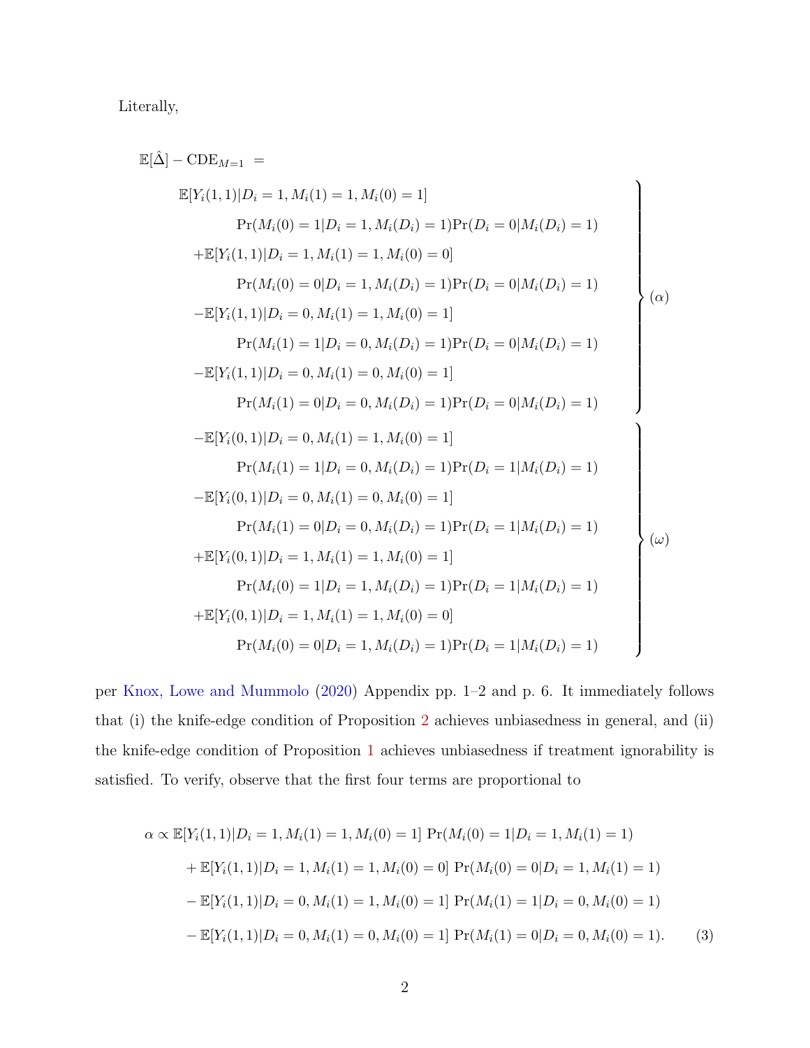Literally,

$$
\begin{aligned}
&\mathbb{E}[\hat{\Delta}] - \text{CDE}_{M=1} \;= \\
&\left.
\begin{aligned}
&\mathbb{E}[Y_i(1,1)|D_i=1, M_i(1)=1, M_i(0)=1] \\
&\qquad \Pr(M_i(0)=1|D_i=1, M_i(D_i)=1)\Pr(D_i=0|M_i(D_i)=1) \\
&\quad + \mathbb{E}[Y_i(1,1)|D_i=1, M_i(1)=1, M_i(0)=0] \\
&\qquad \Pr(M_i(0)=0|D_i=1, M_i(D_i)=1)\Pr(D_i=0|M_i(D_i)=1) \\
&\quad - \mathbb{E}[Y_i(1,1)|D_i=0, M_i(1)=1, M_i(0)=1] \\
&\qquad \Pr(M_i(1)=1|D_i=0, M_i(D_i)=1)\Pr(D_i=0|M_i(D_i)=1) \\
&\quad - \mathbb{E}[Y_i(1,1)|D_i=0, M_i(1)=0, M_i(0)=1] \\
&\qquad \Pr(M_i(1)=0|D_i=0, M_i(D_i)=1)\Pr(D_i=0|M_i(D_i)=1)
\end{aligned}
\right\} (\alpha) \\
&\left.
\begin{aligned}
&\quad - \mathbb{E}[Y_i(0,1)|D_i=0, M_i(1)=1, M_i(0)=1] \\
&\qquad \Pr(M_i(1)=1|D_i=0, M_i(D_i)=1)\Pr(D_i=1|M_i(D_i)=1) \\
&\quad - \mathbb{E}[Y_i(0,1)|D_i=0, M_i(1)=0, M_i(0)=1] \\
&\qquad \Pr(M_i(1)=0|D_i=0, M_i(D_i)=1)\Pr(D_i=1|M_i(D_i)=1) \\
&\quad + \mathbb{E}[Y_i(0,1)|D_i=1, M_i(1)=1, M_i(0)=1] \\
&\qquad \Pr(M_i(0)=1|D_i=1, M_i(D_i)=1)\Pr(D_i=1|M_i(D_i)=1) \\
&\quad + \mathbb{E}[Y_i(0,1)|D_i=1, M_i(1)=1, M_i(0)=0] \\
&\qquad \Pr(M_i(0)=0|D_i=1, M_i(D_i)=1)\Pr(D_i=1|M_i(D_i)=1)
\end{aligned}
\right\} (\omega)
\end{aligned}
$$

per Knox, Lowe and Mummolo (2020) Appendix pp. 1–2 and p. 6. It immediately follows that (i) the knife-edge condition of Proposition 2 achieves unbiasedness in general, and (ii) the knife-edge condition of Proposition 1 achieves unbiasedness if treatment ignorability is satisfied. To verify, observe that the first four terms are proportional to

$$
\begin{aligned}
\alpha \propto\ &\mathbb{E}[Y_i(1,1)|D_i=1, M_i(1)=1, M_i(0)=1]\ \Pr(M_i(0)=1|D_i=1, M_i(1)=1) \\
&+ \mathbb{E}[Y_i(1,1)|D_i=1, M_i(1)=1, M_i(0)=0]\ \Pr(M_i(0)=0|D_i=1, M_i(1)=1) \\
&- \mathbb{E}[Y_i(1,1)|D_i=0, M_i(1)=1, M_i(0)=1]\ \Pr(M_i(1)=1|D_i=0, M_i(0)=1) \\
&- \mathbb{E}[Y_i(1,1)|D_i=0, M_i(1)=0, M_i(0)=1]\ \Pr(M_i(1)=0|D_i=0, M_i(0)=1). \qquad (3)
\end{aligned}
$$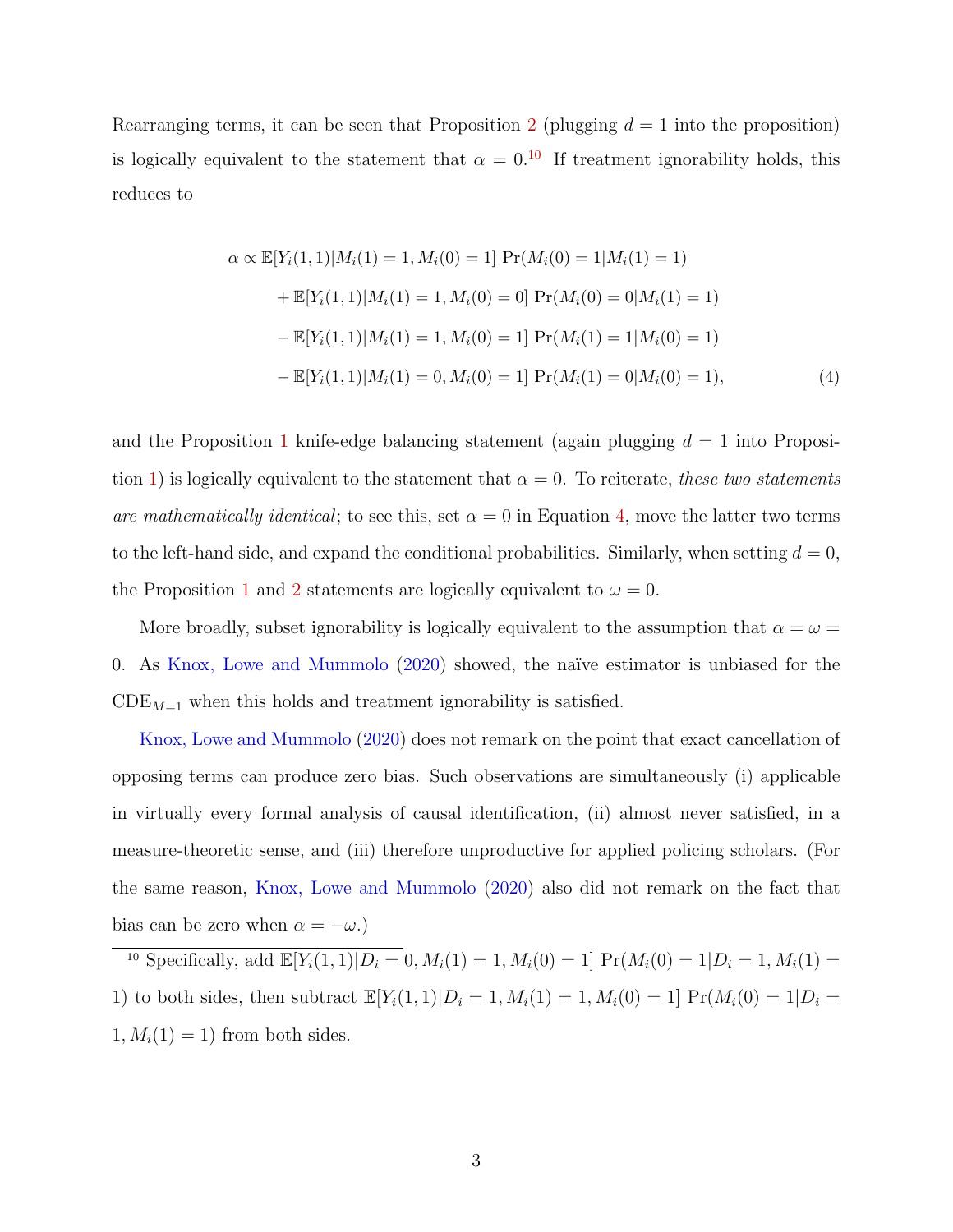Rearranging terms, it can be seen that Proposition 2 (plugging $d = 1$ into the proposition) is logically equivalent to the statement that $\alpha = 0$.[10] If treatment ignorability holds, this reduces to

$$
\begin{aligned}
\alpha \propto\ & \mathbb{E}[Y_i(1,1)|M_i(1)=1, M_i(0)=1]\ \Pr(M_i(0)=1|M_i(1)=1) \\
& + \mathbb{E}[Y_i(1,1)|M_i(1)=1, M_i(0)=0]\ \Pr(M_i(0)=0|M_i(1)=1) \\
& - \mathbb{E}[Y_i(1,1)|M_i(1)=1, M_i(0)=1]\ \Pr(M_i(1)=1|M_i(0)=1) \\
& - \mathbb{E}[Y_i(1,1)|M_i(1)=0, M_i(0)=1]\ \Pr(M_i(1)=0|M_i(0)=1), \qquad (4)
\end{aligned}
$$

and the Proposition 1 knife-edge balancing statement (again plugging $d = 1$ into Proposition 1) is logically equivalent to the statement that $\alpha = 0$. To reiterate, *these two statements are mathematically identical*; to see this, set $\alpha = 0$ in Equation 4, move the latter two terms to the left-hand side, and expand the conditional probabilities. Similarly, when setting $d = 0$, the Proposition 1 and 2 statements are logically equivalent to $\omega = 0$.

More broadly, subset ignorability is logically equivalent to the assumption that $\alpha = \omega = 0$. As Knox, Lowe and Mummolo (2020) showed, the naïve estimator is unbiased for the $\text{CDE}_{M=1}$ when this holds and treatment ignorability is satisfied.

Knox, Lowe and Mummolo (2020) does not remark on the point that exact cancellation of opposing terms can produce zero bias. Such observations are simultaneously (i) applicable in virtually every formal analysis of causal identification, (ii) almost never satisfied, in a measure-theoretic sense, and (iii) therefore unproductive for applied policing scholars. (For the same reason, Knox, Lowe and Mummolo (2020) also did not remark on the fact that bias can be zero when $\alpha = -\omega$.)

[10] Specifically, add $\mathbb{E}[Y_i(1,1)|D_i = 0, M_i(1) = 1, M_i(0) = 1]\ \Pr(M_i(0) = 1|D_i = 1, M_i(1) = 1)$ to both sides, then subtract $\mathbb{E}[Y_i(1,1)|D_i = 1, M_i(1) = 1, M_i(0) = 1]\ \Pr(M_i(0) = 1|D_i = 1, M_i(1) = 1)$ from both sides.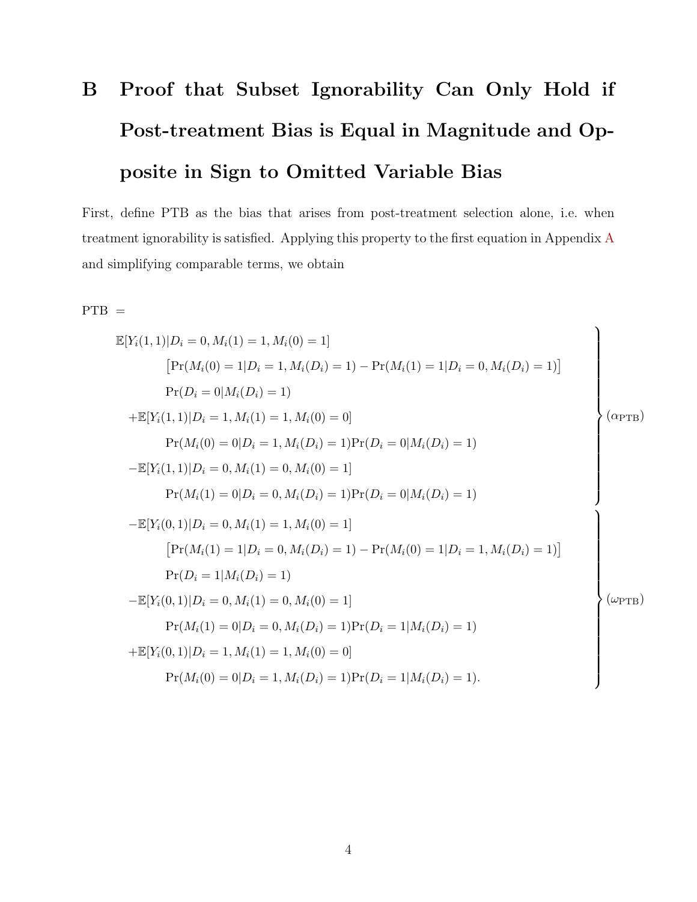# B Proof that Subset Ignorability Can Only Hold if Post-treatment Bias is Equal in Magnitude and Opposite in Sign to Omitted Variable Bias

First, define PTB as the bias that arises from post-treatment selection alone, i.e. when treatment ignorability is satisfied. Applying this property to the first equation in Appendix A and simplifying comparable terms, we obtain

$$
\begin{aligned}
\text{PTB} = \; & \left.\begin{aligned}
& \mathbb{E}[Y_i(1,1)|D_i = 0, M_i(1) = 1, M_i(0) = 1] \\
& \qquad \big[\Pr(M_i(0) = 1|D_i = 1, M_i(D_i) = 1) - \Pr(M_i(1) = 1|D_i = 0, M_i(D_i) = 1)\big] \\
& \qquad \Pr(D_i = 0|M_i(D_i) = 1) \\
& \; + \mathbb{E}[Y_i(1,1)|D_i = 1, M_i(1) = 1, M_i(0) = 0] \\
& \qquad \Pr(M_i(0) = 0|D_i = 1, M_i(D_i) = 1)\Pr(D_i = 0|M_i(D_i) = 1) \\
& \; - \mathbb{E}[Y_i(1,1)|D_i = 0, M_i(1) = 0, M_i(0) = 1] \\
& \qquad \Pr(M_i(1) = 0|D_i = 0, M_i(D_i) = 1)\Pr(D_i = 0|M_i(D_i) = 1)
\end{aligned}\right\} (\alpha_{\text{PTB}}) \\
& \left.\begin{aligned}
& \; - \mathbb{E}[Y_i(0,1)|D_i = 0, M_i(1) = 1, M_i(0) = 1] \\
& \qquad \big[\Pr(M_i(1) = 1|D_i = 0, M_i(D_i) = 1) - \Pr(M_i(0) = 1|D_i = 1, M_i(D_i) = 1)\big] \\
& \qquad \Pr(D_i = 1|M_i(D_i) = 1) \\
& \; - \mathbb{E}[Y_i(0,1)|D_i = 0, M_i(1) = 0, M_i(0) = 1] \\
& \qquad \Pr(M_i(1) = 0|D_i = 0, M_i(D_i) = 1)\Pr(D_i = 1|M_i(D_i) = 1) \\
& \; + \mathbb{E}[Y_i(0,1)|D_i = 1, M_i(1) = 1, M_i(0) = 0] \\
& \qquad \Pr(M_i(0) = 0|D_i = 1, M_i(D_i) = 1)\Pr(D_i = 1|M_i(D_i) = 1).
\end{aligned}\right\} (\omega_{\text{PTB}})
\end{aligned}
$$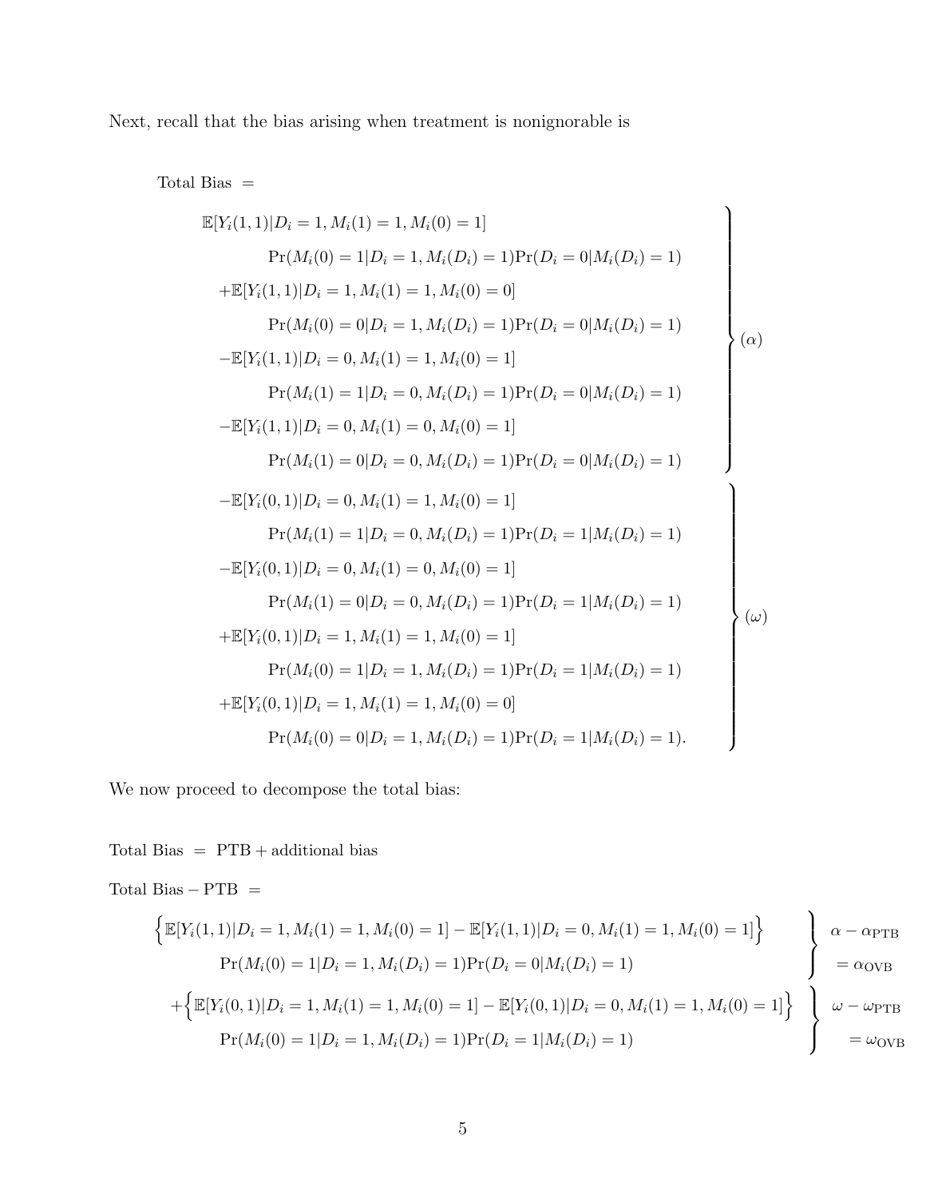Next, recall that the bias arising when treatment is nonignorable is

$$
\begin{aligned}
\text{Total Bias} \;=\; & \\
& \left.\begin{aligned}
&\mathbb{E}[Y_i(1,1)|D_i=1, M_i(1)=1, M_i(0)=1] \\
&\qquad \Pr(M_i(0)=1|D_i=1, M_i(D_i)=1)\Pr(D_i=0|M_i(D_i)=1) \\
&+\mathbb{E}[Y_i(1,1)|D_i=1, M_i(1)=1, M_i(0)=0] \\
&\qquad \Pr(M_i(0)=0|D_i=1, M_i(D_i)=1)\Pr(D_i=0|M_i(D_i)=1) \\
&-\mathbb{E}[Y_i(1,1)|D_i=0, M_i(1)=1, M_i(0)=1] \\
&\qquad \Pr(M_i(1)=1|D_i=0, M_i(D_i)=1)\Pr(D_i=0|M_i(D_i)=1) \\
&-\mathbb{E}[Y_i(1,1)|D_i=0, M_i(1)=0, M_i(0)=1] \\
&\qquad \Pr(M_i(1)=0|D_i=0, M_i(D_i)=1)\Pr(D_i=0|M_i(D_i)=1)
\end{aligned}\right\}(\alpha) \\
& \left.\begin{aligned}
&-\mathbb{E}[Y_i(0,1)|D_i=0, M_i(1)=1, M_i(0)=1] \\
&\qquad \Pr(M_i(1)=1|D_i=0, M_i(D_i)=1)\Pr(D_i=1|M_i(D_i)=1) \\
&-\mathbb{E}[Y_i(0,1)|D_i=0, M_i(1)=0, M_i(0)=1] \\
&\qquad \Pr(M_i(1)=0|D_i=0, M_i(D_i)=1)\Pr(D_i=1|M_i(D_i)=1) \\
&+\mathbb{E}[Y_i(0,1)|D_i=1, M_i(1)=1, M_i(0)=1] \\
&\qquad \Pr(M_i(0)=1|D_i=1, M_i(D_i)=1)\Pr(D_i=1|M_i(D_i)=1) \\
&+\mathbb{E}[Y_i(0,1)|D_i=1, M_i(1)=1, M_i(0)=0] \\
&\qquad \Pr(M_i(0)=0|D_i=1, M_i(D_i)=1)\Pr(D_i=1|M_i(D_i)=1).
\end{aligned}\right\}(\omega)
\end{aligned}
$$

We now proceed to decompose the total bias:

$$
\text{Total Bias} \;=\; \text{PTB} + \text{additional bias}
$$

$$
\begin{aligned}
\text{Total Bias} - \text{PTB} \;=\; & \\
& \left.\begin{aligned}
&\Big\{\mathbb{E}[Y_i(1,1)|D_i=1, M_i(1)=1, M_i(0)=1] - \mathbb{E}[Y_i(1,1)|D_i=0, M_i(1)=1, M_i(0)=1]\Big\} \\
&\qquad \Pr(M_i(0)=1|D_i=1, M_i(D_i)=1)\Pr(D_i=0|M_i(D_i)=1)
\end{aligned}\right\} \begin{aligned}&\alpha - \alpha_{\text{PTB}} \\ &= \alpha_{\text{OVB}}\end{aligned} \\
& \left.\begin{aligned}
&+\Big\{\mathbb{E}[Y_i(0,1)|D_i=1, M_i(1)=1, M_i(0)=1] - \mathbb{E}[Y_i(0,1)|D_i=0, M_i(1)=1, M_i(0)=1]\Big\} \\
&\qquad \Pr(M_i(0)=1|D_i=1, M_i(D_i)=1)\Pr(D_i=1|M_i(D_i)=1)
\end{aligned}\right\} \begin{aligned}&\omega - \omega_{\text{PTB}} \\ &= \omega_{\text{OVB}}\end{aligned}
\end{aligned}
$$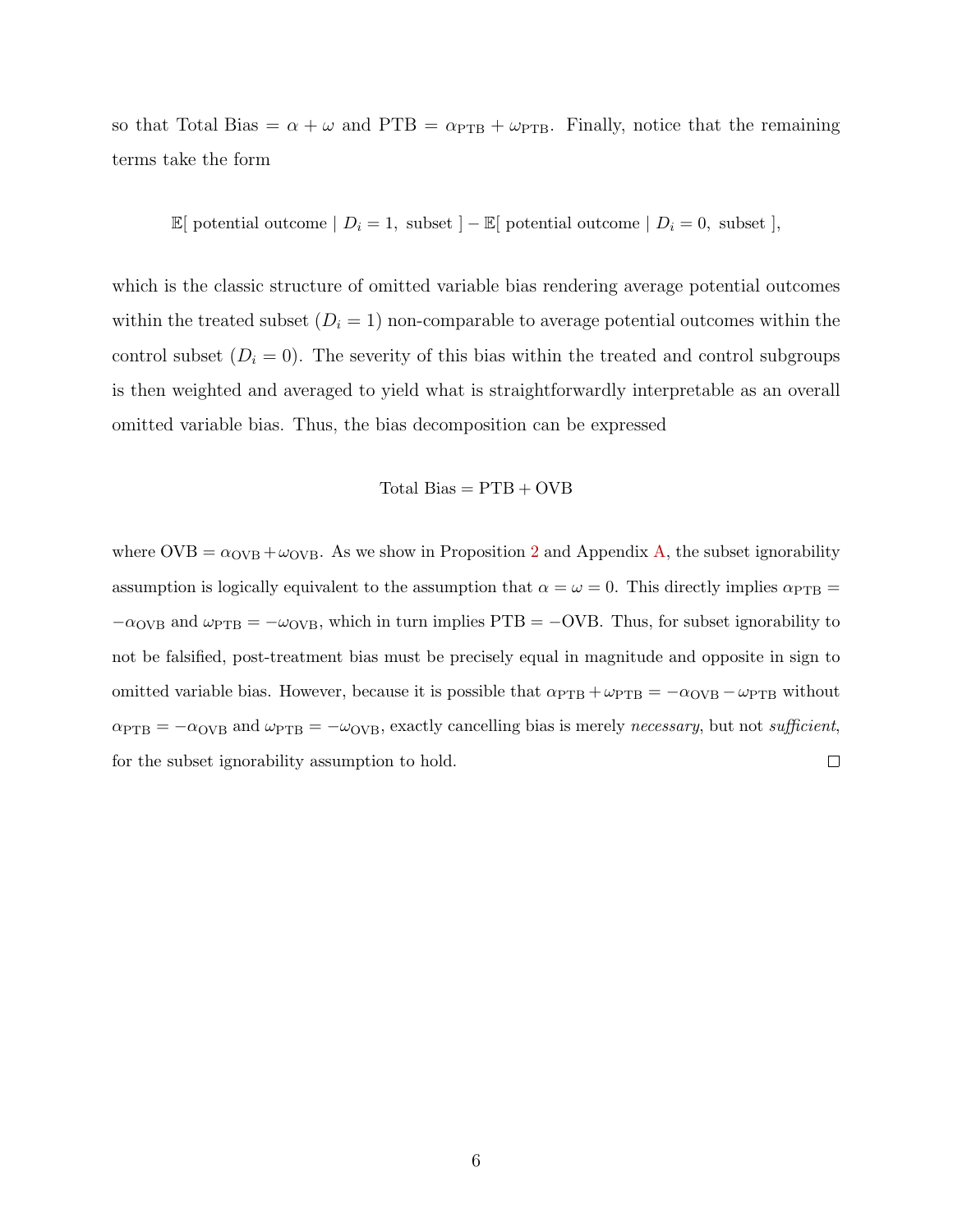so that Total Bias $= \alpha + \omega$ and PTB $= \alpha_{\text{PTB}} + \omega_{\text{PTB}}$. Finally, notice that the remaining terms take the form

$$\mathbb{E}[\text{ potential outcome } \mid D_i = 1, \text{ subset }] - \mathbb{E}[\text{ potential outcome } \mid D_i = 0, \text{ subset }],$$

which is the classic structure of omitted variable bias rendering average potential outcomes within the treated subset ($D_i = 1$) non-comparable to average potential outcomes within the control subset ($D_i = 0$). The severity of this bias within the treated and control subgroups is then weighted and averaged to yield what is straightforwardly interpretable as an overall omitted variable bias. Thus, the bias decomposition can be expressed

$$\text{Total Bias} = \text{PTB} + \text{OVB}$$

where OVB $= \alpha_{\text{OVB}} + \omega_{\text{OVB}}$. As we show in Proposition 2 and Appendix A, the subset ignorability assumption is logically equivalent to the assumption that $\alpha = \omega = 0$. This directly implies $\alpha_{\text{PTB}} = -\alpha_{\text{OVB}}$ and $\omega_{\text{PTB}} = -\omega_{\text{OVB}}$, which in turn implies PTB $= -$OVB. Thus, for subset ignorability to not be falsified, post-treatment bias must be precisely equal in magnitude and opposite in sign to omitted variable bias. However, because it is possible that $\alpha_{\text{PTB}} + \omega_{\text{PTB}} = -\alpha_{\text{OVB}} - \omega_{\text{PTB}}$ without $\alpha_{\text{PTB}} = -\alpha_{\text{OVB}}$ and $\omega_{\text{PTB}} = -\omega_{\text{OVB}}$, exactly cancelling bias is merely *necessary*, but not *sufficient*, for the subset ignorability assumption to hold. □